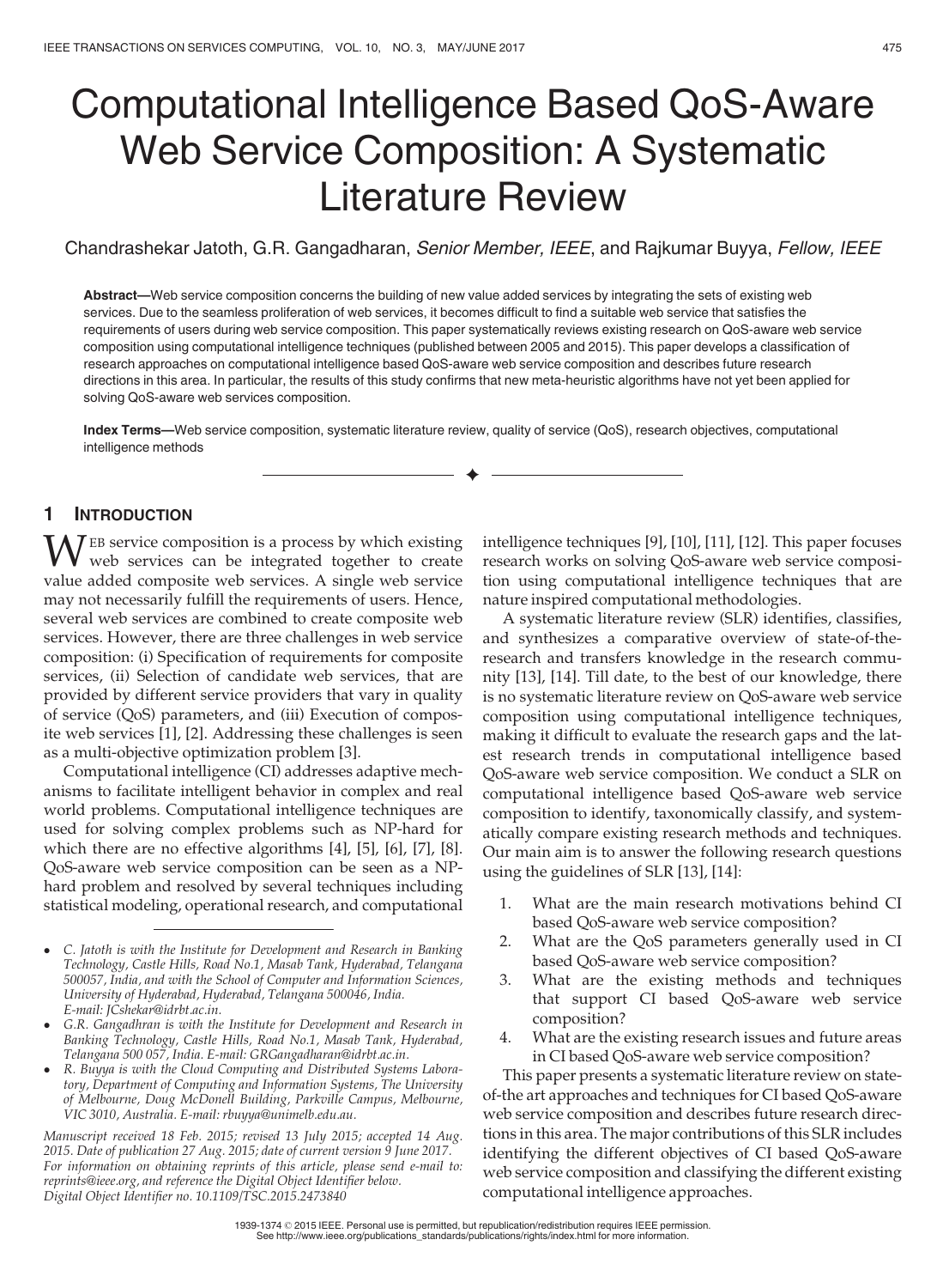# Computational Intelligence Based QoS-Aware Web Service Composition: A Systematic Literature Review

Chandrashekar Jatoth, G.R. Gangadharan, *Senior Member, IEEE*, and Rajkumar Buyya, *Fellow, IEEE*

**Abstract**—Web service composition concerns the building of new value added services by integrating the sets of existing web services. Due to the seamless proliferation of web services, it becomes difficult to find a suitable web service that satisfies the requirements of users during web service composition. This paper systematically reviews existing research on QoS-aware web service composition using computational intelligence techniques (published between 2005 and 2015). This paper develops a classification of research approaches on computational intelligence based QoS-aware web service composition and describes future research directions in this area. In particular, the results of this study confirms that new meta-heuristic algorithms have not yet been applied for solving QoS-aware web services composition.

**Index Terms**—Web service composition, systematic literature review, quality of service (QoS), research objectives, computational intelligence methods

## 1 Introduction

Web service composition is a process by which existing web services can be integrated together to create value added composite web services. A single web service may not necessarily fulfill the requirements of users. Hence, several web services are combined to create composite web services. However, there are three challenges in web service composition: (i) Specification of requirements for composite services, (ii) Selection of candidate web services, that are provided by different service providers that vary in quality of service (QoS) parameters, and (iii) Execution of composite web services [1], [2]. Addressing these challenges is seen as a multi-objective optimization problem [3].

Computational intelligence (CI) addresses adaptive mechanisms to facilitate intelligent behavior in complex and real world problems. Computational intelligence techniques are used for solving complex problems such as NP-hard for which there are no effective algorithms [4], [5], [6], [7], [8]. QoS-aware web service composition can be seen as a NP-hard problem and resolved by several techniques including statistical modeling, operational research, and computational intelligence techniques [9], [10], [11], [12]. This paper focuses research works on solving QoS-aware web service composition using computational intelligence techniques that are nature inspired computational methodologies.

A systematic literature review (SLR) identifies, classifies, and synthesizes a comparative overview of state-of-the-research and transfers knowledge in the research community [13], [14]. Till date, to the best of our knowledge, there is no systematic literature review on QoS-aware web service composition using computational intelligence techniques, making it difficult to evaluate the research gaps and the latest research trends in computational intelligence based QoS-aware web service composition. We conduct a SLR on computational intelligence based QoS-aware web service composition to identify, taxonomically classify, and systematically compare existing research methods and techniques. Our main aim is to answer the following research questions using the guidelines of SLR [13], [14]:

1. What are the main research motivations behind CI based QoS-aware web service composition?
2. What are the QoS parameters generally used in CI based QoS-aware web service composition?
3. What are the existing methods and techniques that support CI based QoS-aware web service composition?
4. What are the existing research issues and future areas in CI based QoS-aware web service composition?

This paper presents a systematic literature review on state-of-the art approaches and techniques for CI based QoS-aware web service composition and describes future research directions in this area. The major contributions of this SLR includes identifying the different objectives of CI based QoS-aware web service composition and classifying the different existing computational intelligence approaches.

- *C. Jatoth is with the Institute for Development and Research in Banking Technology, Castle Hills, Road No.1, Masab Tank, Hyderabad, Telangana 500057, India, and with the School of Computer and Information Sciences, University of Hyderabad, Hyderabad, Telangana 500046, India. E-mail: JCshekar@idrbt.ac.in.*
- *G.R. Gangadhran is with the Institute for Development and Research in Banking Technology, Castle Hills, Road No.1, Masab Tank, Hyderabad, Telangana 500 057, India. E-mail: GRGangadharan@idrbt.ac.in.*
- *R. Buyya is with the Cloud Computing and Distributed Systems Laboratory, Department of Computing and Information Systems, The University of Melbourne, Doug McDonell Building, Parkville Campus, Melbourne, VIC 3010, Australia. E-mail: rbuyya@unimelb.edu.au.*

*Manuscript received 18 Feb. 2015; revised 13 July 2015; accepted 14 Aug. 2015. Date of publication 27 Aug. 2015; date of current version 9 June 2017. For information on obtaining reprints of this article, please send e-mail to: reprints@ieee.org, and reference the Digital Object Identifier below. Digital Object Identifier no. 10.1109/TSC.2015.2473840*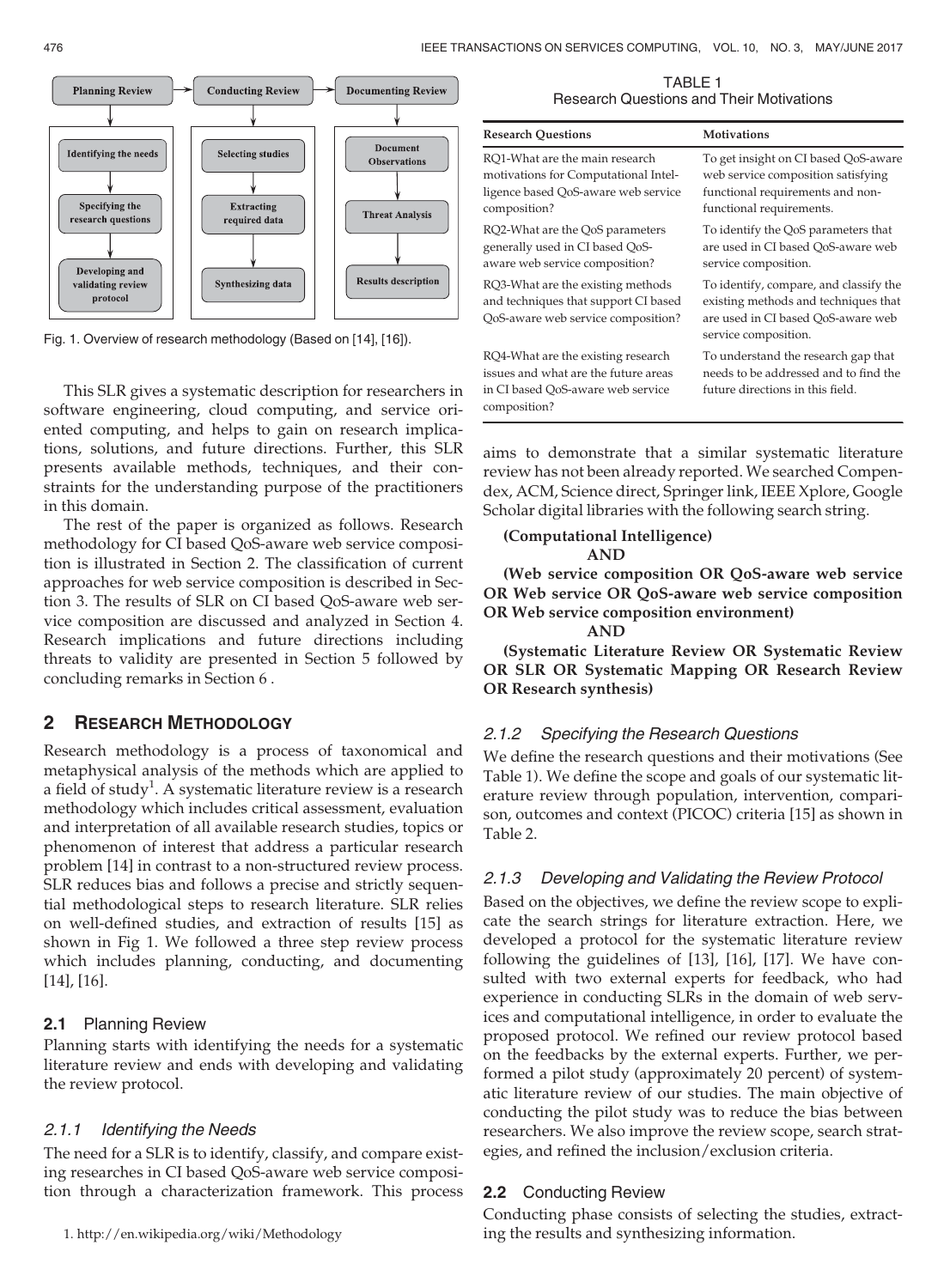Fig. 1. Overview of research methodology (Based on [14], [16]).

This SLR gives a systematic description for researchers in software engineering, cloud computing, and service oriented computing, and helps to gain on research implications, solutions, and future directions. Further, this SLR presents available methods, techniques, and their constraints for the understanding purpose of the practitioners in this domain.

The rest of the paper is organized as follows. Research methodology for CI based QoS-aware web service composition is illustrated in Section 2. The classification of current approaches for web service composition is described in Section 3. The results of SLR on CI based QoS-aware web service composition are discussed and analyzed in Section 4. Research implications and future directions including threats to validity are presented in Section 5 followed by concluding remarks in Section 6 .

## 2 Research Methodology

Research methodology is a process of taxonomical and metaphysical analysis of the methods which are applied to a field of study[1]. A systematic literature review is a research methodology which includes critical assessment, evaluation and interpretation of all available research studies, topics or phenomenon of interest that address a particular research problem [14] in contrast to a non-structured review process. SLR reduces bias and follows a precise and strictly sequential methodological steps to research literature. SLR relies on well-defined studies, and extraction of results [15] as shown in Fig 1. We followed a three step review process which includes planning, conducting, and documenting [14], [16].

### 2.1 Planning Review

Planning starts with identifying the needs for a systematic literature review and ends with developing and validating the review protocol.

#### 2.1.1 Identifying the Needs

The need for a SLR is to identify, classify, and compare existing researches in CI based QoS-aware web service composition through a characterization framework. This process aims to demonstrate that a similar systematic literature review has not been already reported. We searched Compendex, ACM, Science direct, Springer link, IEEE Xplore, Google Scholar digital libraries with the following search string.

**(Computational Intelligence)**

**AND**

**(Web service composition OR QoS-aware web service OR Web service OR QoS-aware web service composition OR Web service composition environment)**

**AND**

**(Systematic Literature Review OR Systematic Review OR SLR OR Systematic Mapping OR Research Review OR Research synthesis)**

TABLE 1
Research Questions and Their Motivations

| Research Questions | Motivations |
|---|---|
| RQ1-What are the main research motivations for Computational Intelligence based QoS-aware web service composition? | To get insight on CI based QoS-aware web service composition satisfying functional requirements and non-functional requirements. |
| RQ2-What are the QoS parameters generally used in CI based QoS-aware web service composition? | To identify the QoS parameters that are used in CI based QoS-aware web service composition. |
| RQ3-What are the existing methods and techniques that support CI based QoS-aware web service composition? | To identify, compare, and classify the existing methods and techniques that are used in CI based QoS-aware web service composition. |
| RQ4-What are the existing research issues and what are the future areas in CI based QoS-aware web service composition? | To understand the research gap that needs to be addressed and to find the future directions in this field. |

#### 2.1.2 Specifying the Research Questions

We define the research questions and their motivations (See Table 1). We define the scope and goals of our systematic literature review through population, intervention, comparison, outcomes and context (PICOC) criteria [15] as shown in Table 2.

#### 2.1.3 Developing and Validating the Review Protocol

Based on the objectives, we define the review scope to explicate the search strings for literature extraction. Here, we developed a protocol for the systematic literature review following the guidelines of [13], [16], [17]. We have consulted with two external experts for feedback, who had experience in conducting SLRs in the domain of web services and computational intelligence, in order to evaluate the proposed protocol. We refined our review protocol based on the feedbacks by the external experts. Further, we performed a pilot study (approximately 20 percent) of systematic literature review of our studies. The main objective of conducting the pilot study was to reduce the bias between researchers. We also improve the review scope, search strategies, and refined the inclusion/exclusion criteria.

### 2.2 Conducting Review

Conducting phase consists of selecting the studies, extracting the results and synthesizing information.

1. http://en.wikipedia.org/wiki/Methodology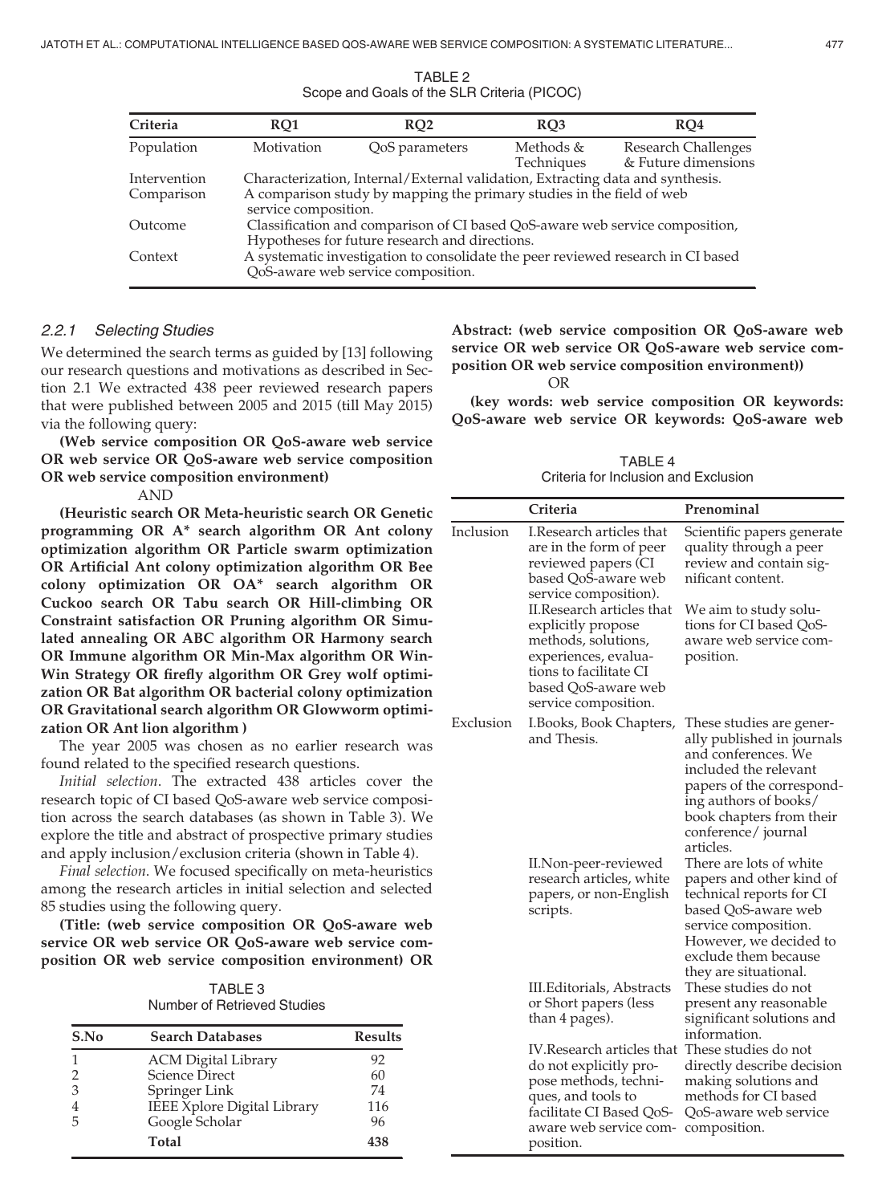TABLE 2
Scope and Goals of the SLR Criteria (PICOC)

| Criteria | RQ1 | RQ2 | RQ3 | RQ4 |
|---|---|---|---|---|
| Population | Motivation | QoS parameters | Methods & Techniques | Research Challenges & Future dimensions |
| Intervention | Characterization, Internal/External validation, Extracting data and synthesis. | | | |
| Comparison | A comparison study by mapping the primary studies in the field of web service composition. | | | |
| Outcome | Classification and comparison of CI based QoS-aware web service composition, Hypotheses for future research and directions. | | | |
| Context | A systematic investigation to consolidate the peer reviewed research in CI based QoS-aware web service composition. | | | |

#### 2.2.1 Selecting Studies

We determined the search terms as guided by [13] following our research questions and motivations as described in Section 2.1 We extracted 438 peer reviewed research papers that were published between 2005 and 2015 (till May 2015) via the following query:

**(Web service composition OR QoS-aware web service OR web service OR QoS-aware web service composition OR web service composition environment)**

AND

**(Heuristic search OR Meta-heuristic search OR Genetic programming OR A* search algorithm OR Ant colony optimization algorithm OR Particle swarm optimization OR Artificial Ant colony optimization algorithm OR Bee colony optimization OR OA* search algorithm OR Cuckoo search OR Tabu search OR Hill-climbing OR Constraint satisfaction OR Pruning algorithm OR Simulated annealing OR ABC algorithm OR Harmony search OR Immune algorithm OR Min-Max algorithm OR Win-Win Strategy OR firefly algorithm OR Grey wolf optimization OR Bat algorithm OR bacterial colony optimization OR Gravitational search algorithm OR Glowworm optimization OR Ant lion algorithm )**

The year 2005 was chosen as no earlier research was found related to the specified research questions.

*Initial selection*. The extracted 438 articles cover the research topic of CI based QoS-aware web service composition across the search databases (as shown in Table 3). We explore the title and abstract of prospective primary studies and apply inclusion/exclusion criteria (shown in Table 4).

*Final selection*. We focused specifically on meta-heuristics among the research articles in initial selection and selected 85 studies using the following query.

**(Title: (web service composition OR QoS-aware web service OR web service OR QoS-aware web service composition OR web service composition environment) OR Abstract: (web service composition OR QoS-aware web service OR web service OR QoS-aware web service composition OR web service composition environment))**

OR

**(key words: web service composition OR keywords: QoS-aware web service OR keywords: QoS-aware web**

TABLE 3
Number of Retrieved Studies

| S.No | Search Databases | Results |
|---|---|---|
| 1 | ACM Digital Library | 92 |
| 2 | Science Direct | 60 |
| 3 | Springer Link | 74 |
| 4 | IEEE Xplore Digital Library | 116 |
| 5 | Google Scholar | 96 |
| | **Total** | **438** |

TABLE 4
Criteria for Inclusion and Exclusion

| | Criteria | Prenominal |
|---|---|---|
| Inclusion | I.Research articles that are in the form of peer reviewed papers (CI based QoS-aware web service composition). | Scientific papers generate quality through a peer review and contain significant content. |
| | II.Research articles that explicitly propose methods, solutions, experiences, evaluations to facilitate CI based QoS-aware web service composition. | We aim to study solutions for CI based QoS-aware web service composition. |
| Exclusion | I.Books, Book Chapters, and Thesis. | These studies are generally published in journals and conferences. We included the relevant papers of the corresponding authors of books/ book chapters from their conference/ journal articles. |
| | II.Non-peer-reviewed research articles, white papers, or non-English scripts. | There are lots of white papers and other kind of technical reports for CI based QoS-aware web service composition. However, we decided to exclude them because they are situational. |
| | III.Editorials, Abstracts or Short papers (less than 4 pages). | These studies do not present any reasonable significant solutions and information. |
| | IV.Research articles that do not explicitly propose methods, techniques, and tools to facilitate CI Based QoS-aware web service composition. | These studies do not directly describe decision making solutions and methods for CI based QoS-aware web service composition. |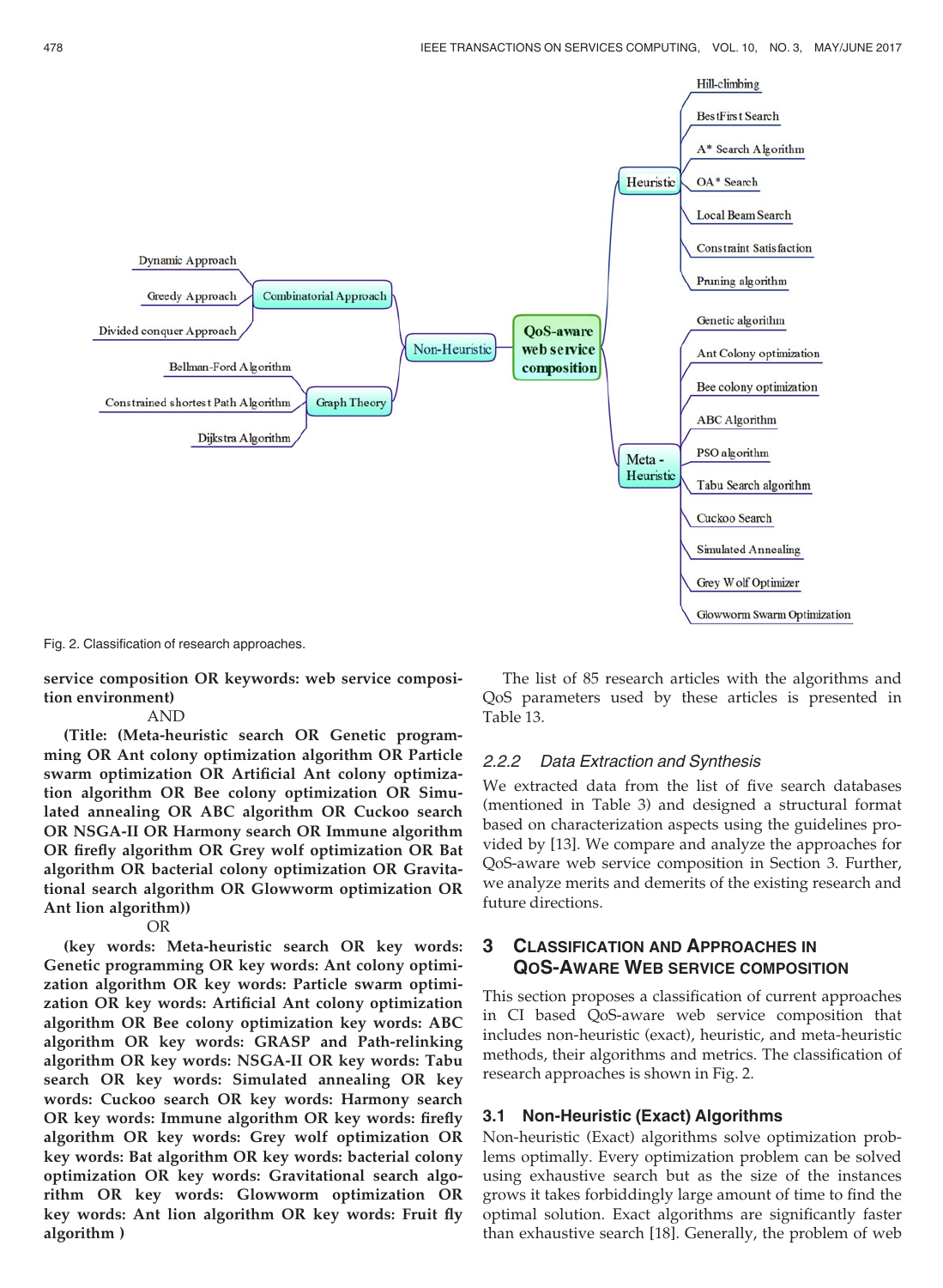Fig. 2. Classification of research approaches.

**service composition OR keywords: web service composition environment)**

AND

**(Title: (Meta-heuristic search OR Genetic programming OR Ant colony optimization algorithm OR Particle swarm optimization OR Artificial Ant colony optimization algorithm OR Bee colony optimization OR Simulated annealing OR ABC algorithm OR Cuckoo search OR NSGA-II OR Harmony search OR Immune algorithm OR firefly algorithm OR Grey wolf optimization OR Bat algorithm OR bacterial colony optimization OR Gravitational search algorithm OR Glowworm optimization OR Ant lion algorithm))**

OR

**(key words: Meta-heuristic search OR key words: Genetic programming OR key words: Ant colony optimization algorithm OR key words: Particle swarm optimization OR key words: Artificial Ant colony optimization algorithm OR Bee colony optimization key words: ABC algorithm OR key words: GRASP and Path-relinking algorithm OR key words: NSGA-II OR key words: Tabu search OR key words: Simulated annealing OR key words: Cuckoo search OR key words: Harmony search OR key words: Immune algorithm OR key words: firefly algorithm OR key words: Grey wolf optimization OR key words: Bat algorithm OR key words: bacterial colony optimization OR key words: Gravitational search algorithm OR key words: Glowworm optimization OR key words: Ant lion algorithm OR key words: Fruit fly algorithm )**

The list of 85 research articles with the algorithms and QoS parameters used by these articles is presented in Table 13.

#### 2.2.2 Data Extraction and Synthesis

We extracted data from the list of five search databases (mentioned in Table 3) and designed a structural format based on characterization aspects using the guidelines provided by [13]. We compare and analyze the approaches for QoS-aware web service composition in Section 3. Further, we analyze merits and demerits of the existing research and future directions.

## 3 Classification and Approaches in QoS-Aware Web Service Composition

This section proposes a classification of current approaches in CI based QoS-aware web service composition that includes non-heuristic (exact), heuristic, and meta-heuristic methods, their algorithms and metrics. The classification of research approaches is shown in Fig. 2.

### 3.1 Non-Heuristic (Exact) Algorithms

Non-heuristic (Exact) algorithms solve optimization problems optimally. Every optimization problem can be solved using exhaustive search but as the size of the instances grows it takes forbiddingly large amount of time to find the optimal solution. Exact algorithms are significantly faster than exhaustive search [18]. Generally, the problem of web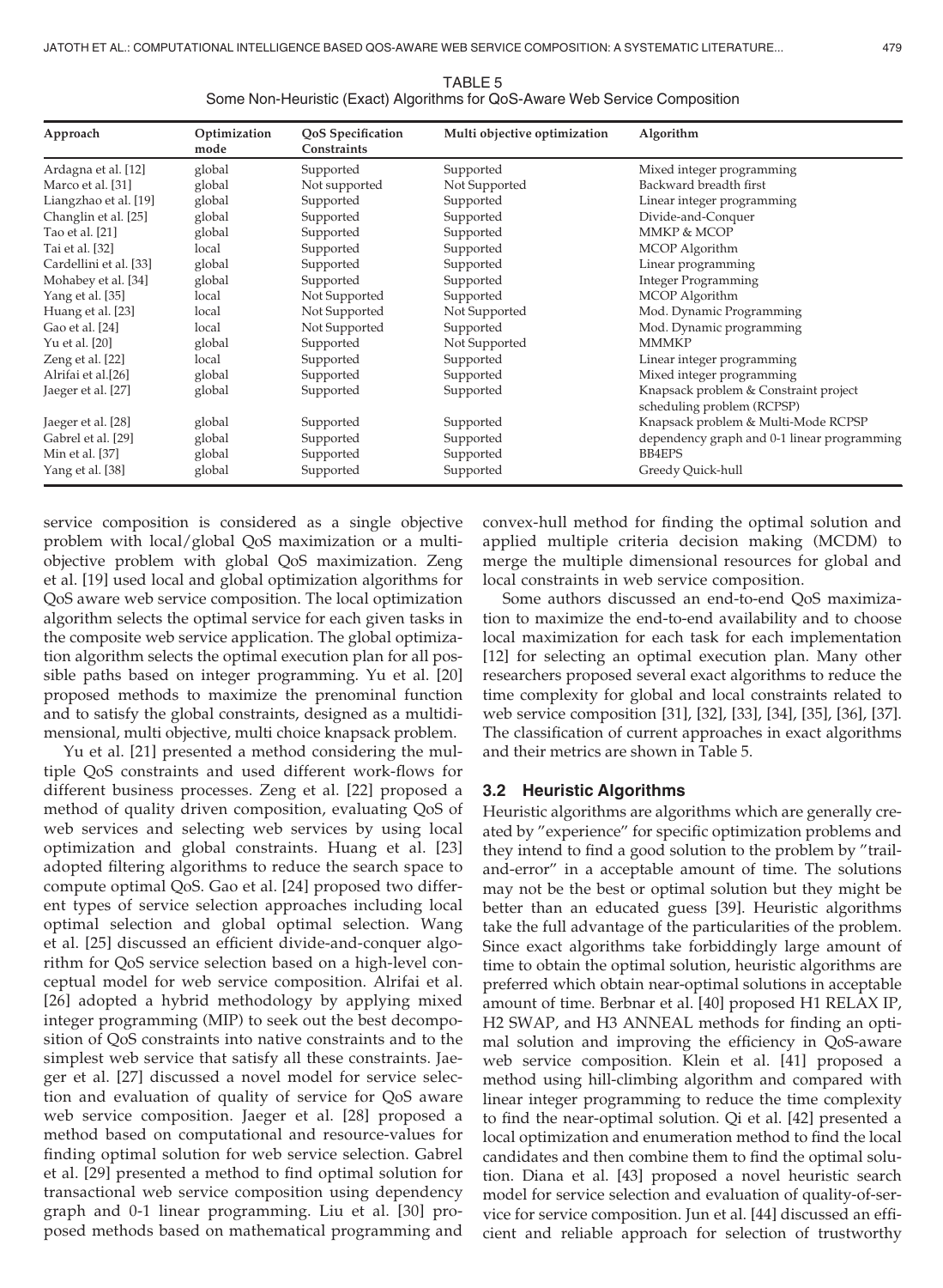TABLE 5
Some Non-Heuristic (Exact) Algorithms for QoS-Aware Web Service Composition

| Approach | Optimization mode | QoS Specification Constraints | Multi objective optimization | Algorithm |
|---|---|---|---|---|
| Ardagna et al. [12] | global | Supported | Supported | Mixed integer programming |
| Marco et al. [31] | global | Not supported | Not Supported | Backward breadth first |
| Liangzhao et al. [19] | global | Supported | Supported | Linear integer programming |
| Changlin et al. [25] | global | Supported | Supported | Divide-and-Conquer |
| Tao et al. [21] | global | Supported | Supported | MMKP & MCOP |
| Tai et al. [32] | local | Supported | Supported | MCOP Algorithm |
| Cardellini et al. [33] | global | Supported | Supported | Linear programming |
| Mohabey et al. [34] | global | Supported | Supported | Integer Programming |
| Yang et al. [35] | local | Not Supported | Supported | MCOP Algorithm |
| Huang et al. [23] | local | Not Supported | Not Supported | Mod. Dynamic Programming |
| Gao et al. [24] | local | Not Supported | Supported | Mod. Dynamic programming |
| Yu et al. [20] | global | Supported | Not Supported | MMMKP |
| Zeng et al. [22] | local | Supported | Supported | Linear integer programming |
| Alrifai et al.[26] | global | Supported | Supported | Mixed integer programming |
| Jaeger et al. [27] | global | Supported | Supported | Knapsack problem & Constraint project scheduling problem (RCPSP) |
| Jaeger et al. [28] | global | Supported | Supported | Knapsack problem & Multi-Mode RCPSP |
| Gabrel et al. [29] | global | Supported | Supported | dependency graph and 0-1 linear programming |
| Min et al. [37] | global | Supported | Supported | BB4EPS |
| Yang et al. [38] | global | Supported | Supported | Greedy Quick-hull |

service composition is considered as a single objective problem with local/global QoS maximization or a multi-objective problem with global QoS maximization. Zeng et al. [19] used local and global optimization algorithms for QoS aware web service composition. The local optimization algorithm selects the optimal service for each given tasks in the composite web service application. The global optimization algorithm selects the optimal execution plan for all possible paths based on integer programming. Yu et al. [20] proposed methods to maximize the prenominal function and to satisfy the global constraints, designed as a multidimensional, multi objective, multi choice knapsack problem.

Yu et al. [21] presented a method considering the multiple QoS constraints and used different work-flows for different business processes. Zeng et al. [22] proposed a method of quality driven composition, evaluating QoS of web services and selecting web services by using local optimization and global constraints. Huang et al. [23] adopted filtering algorithms to reduce the search space to compute optimal QoS. Gao et al. [24] proposed two different types of service selection approaches including local optimal selection and global optimal selection. Wang et al. [25] discussed an efficient divide-and-conquer algorithm for QoS service selection based on a high-level conceptual model for web service composition. Alrifai et al. [26] adopted a hybrid methodology by applying mixed integer programming (MIP) to seek out the best decomposition of QoS constraints into native constraints and to the simplest web service that satisfy all these constraints. Jaeger et al. [27] discussed a novel model for service selection and evaluation of quality of service for QoS aware web service composition. Jaeger et al. [28] proposed a method based on computational and resource-values for finding optimal solution for web service selection. Gabrel et al. [29] presented a method to find optimal solution for transactional web service composition using dependency graph and 0-1 linear programming. Liu et al. [30] proposed methods based on mathematical programming and convex-hull method for finding the optimal solution and applied multiple criteria decision making (MCDM) to merge the multiple dimensional resources for global and local constraints in web service composition.

Some authors discussed an end-to-end QoS maximization to maximize the end-to-end availability and to choose local maximization for each task for each implementation [12] for selecting an optimal execution plan. Many other researchers proposed several exact algorithms to reduce the time complexity for global and local constraints related to web service composition [31], [32], [33], [34], [35], [36], [37]. The classification of current approaches in exact algorithms and their metrics are shown in Table 5.

### 3.2 Heuristic Algorithms

Heuristic algorithms are algorithms which are generally created by "experience" for specific optimization problems and they intend to find a good solution to the problem by "trail-and-error" in a acceptable amount of time. The solutions may not be the best or optimal solution but they might be better than an educated guess [39]. Heuristic algorithms take the full advantage of the particularities of the problem. Since exact algorithms take forbiddingly large amount of time to obtain the optimal solution, heuristic algorithms are preferred which obtain near-optimal solutions in acceptable amount of time. Berbnar et al. [40] proposed H1 RELAX IP, H2 SWAP, and H3 ANNEAL methods for finding an optimal solution and improving the efficiency in QoS-aware web service composition. Klein et al. [41] proposed a method using hill-climbing algorithm and compared with linear integer programming to reduce the time complexity to find the near-optimal solution. Qi et al. [42] presented a local optimization and enumeration method to find the local candidates and then combine them to find the optimal solution. Diana et al. [43] proposed a novel heuristic search model for service selection and evaluation of quality-of-service for service composition. Jun et al. [44] discussed an efficient and reliable approach for selection of trustworthy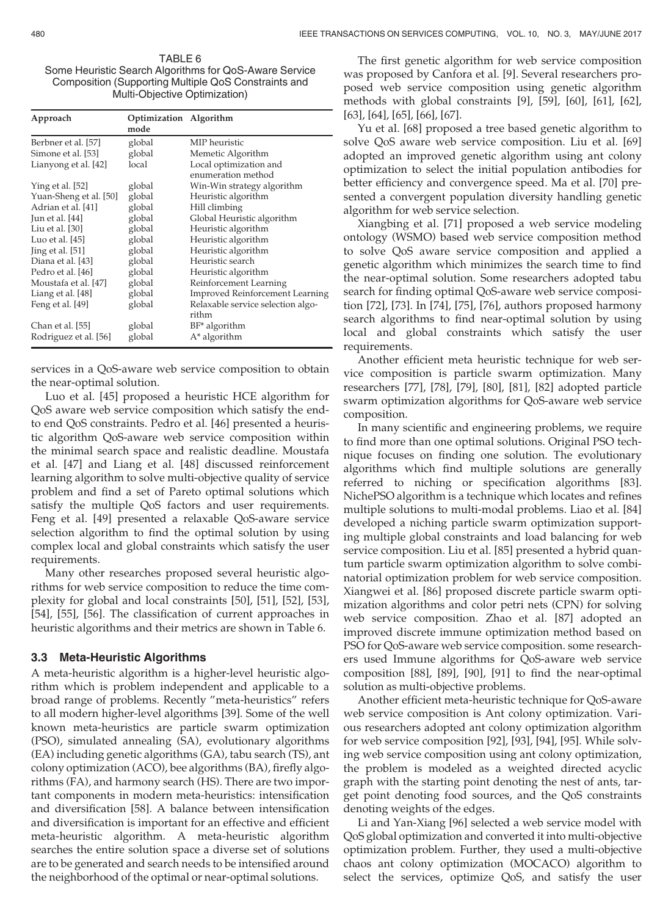TABLE 6
Some Heuristic Search Algorithms for QoS-Aware Service Composition (Supporting Multiple QoS Constraints and Multi-Objective Optimization)

| Approach | Optimization mode | Algorithm |
|---|---|---|
| Berbner et al. [57] | global | MIP heuristic |
| Simone et al. [53] | global | Memetic Algorithm |
| Lianyong et al. [42] | local | Local optimization and enumeration method |
| Ying et al. [52] | global | Win-Win strategy algorithm |
| Yuan-Sheng et al. [50] | global | Heuristic algorithm |
| Adrian et al. [41] | global | Hill climbing |
| Jun et al. [44] | global | Global Heuristic algorithm |
| Liu et al. [30] | global | Heuristic algorithm |
| Luo et al. [45] | global | Heuristic algorithm |
| Jing et al. [51] | global | Heuristic algorithm |
| Diana et al. [43] | global | Heuristic search |
| Pedro et al. [46] | global | Heuristic algorithm |
| Moustafa et al. [47] | global | Reinforcement Learning |
| Liang et al. [48] | global | Improved Reinforcement Learning |
| Feng et al. [49] | global | Relaxable service selection algorithm |
| Chan et al. [55] | global | BF* algorithm |
| Rodriguez et al. [56] | global | A* algorithm |

services in a QoS-aware web service composition to obtain the near-optimal solution.

Luo et al. [45] proposed a heuristic HCE algorithm for QoS aware web service composition which satisfy the end-to end QoS constraints. Pedro et al. [46] presented a heuristic algorithm QoS-aware web service composition within the minimal search space and realistic deadline. Moustafa et al. [47] and Liang et al. [48] discussed reinforcement learning algorithm to solve multi-objective quality of service problem and find a set of Pareto optimal solutions which satisfy the multiple QoS factors and user requirements. Feng et al. [49] presented a relaxable QoS-aware service selection algorithm to find the optimal solution by using complex local and global constraints which satisfy the user requirements.

Many other researches proposed several heuristic algorithms for web service composition to reduce the time complexity for global and local constraints [50], [51], [52], [53], [54], [55], [56]. The classification of current approaches in heuristic algorithms and their metrics are shown in Table 6.

### 3.3 Meta-Heuristic Algorithms

A meta-heuristic algorithm is a higher-level heuristic algorithm which is problem independent and applicable to a broad range of problems. Recently "meta-heuristics" refers to all modern higher-level algorithms [39]. Some of the well known meta-heuristics are particle swarm optimization (PSO), simulated annealing (SA), evolutionary algorithms (EA) including genetic algorithms (GA), tabu search (TS), ant colony optimization (ACO), bee algorithms (BA), firefly algorithms (FA), and harmony search (HS). There are two important components in modern meta-heuristics: intensification and diversification [58]. A balance between intensification and diversification is important for an effective and efficient meta-heuristic algorithm. A meta-heuristic algorithm searches the entire solution space a diverse set of solutions are to be generated and search needs to be intensified around the neighborhood of the optimal or near-optimal solutions.

The first genetic algorithm for web service composition was proposed by Canfora et al. [9]. Several researchers proposed web service composition using genetic algorithm methods with global constraints [9], [59], [60], [61], [62], [63], [64], [65], [66], [67].

Yu et al. [68] proposed a tree based genetic algorithm to solve QoS aware web service composition. Liu et al. [69] adopted an improved genetic algorithm using ant colony optimization to select the initial population antibodies for better efficiency and convergence speed. Ma et al. [70] presented a convergent population diversity handling genetic algorithm for web service selection.

Xiangbing et al. [71] proposed a web service modeling ontology (WSMO) based web service composition method to solve QoS aware service composition and applied a genetic algorithm which minimizes the search time to find the near-optimal solution. Some researchers adopted tabu search for finding optimal QoS-aware web service composition [72], [73]. In [74], [75], [76], authors proposed harmony search algorithms to find near-optimal solution by using local and global constraints which satisfy the user requirements.

Another efficient meta heuristic technique for web service composition is particle swarm optimization. Many researchers [77], [78], [79], [80], [81], [82] adopted particle swarm optimization algorithms for QoS-aware web service composition.

In many scientific and engineering problems, we require to find more than one optimal solutions. Original PSO technique focuses on finding one solution. The evolutionary algorithms which find multiple solutions are generally referred to niching or specification algorithms [83]. NichePSO algorithm is a technique which locates and refines multiple solutions to multi-modal problems. Liao et al. [84] developed a niching particle swarm optimization supporting multiple global constraints and load balancing for web service composition. Liu et al. [85] presented a hybrid quantum particle swarm optimization algorithm to solve combinatorial optimization problem for web service composition. Xiangwei et al. [86] proposed discrete particle swarm optimization algorithms and color petri nets (CPN) for solving web service composition. Zhao et al. [87] adopted an improved discrete immune optimization method based on PSO for QoS-aware web service composition. some researchers used Immune algorithms for QoS-aware web service composition [88], [89], [90], [91] to find the near-optimal solution as multi-objective problems.

Another efficient meta-heuristic technique for QoS-aware web service composition is Ant colony optimization. Various researchers adopted ant colony optimization algorithm for web service composition [92], [93], [94], [95]. While solving web service composition using ant colony optimization, the problem is modeled as a weighted directed acyclic graph with the starting point denoting the nest of ants, target point denoting food sources, and the QoS constraints denoting weights of the edges.

Li and Yan-Xiang [96] selected a web service model with QoS global optimization and converted it into multi-objective optimization problem. Further, they used a multi-objective chaos ant colony optimization (MOCACO) algorithm to select the services, optimize QoS, and satisfy the user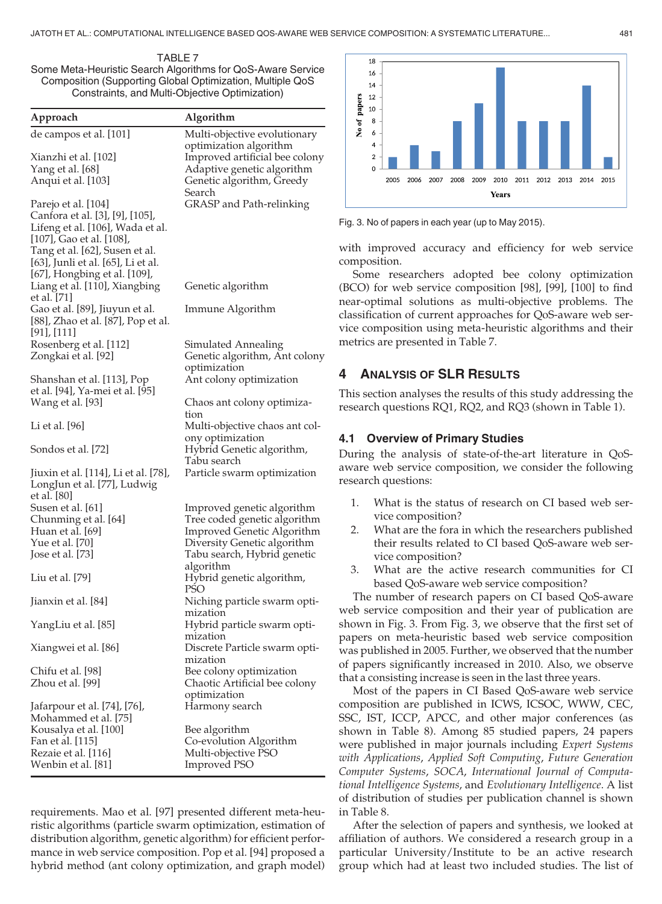TABLE 7
Some Meta-Heuristic Search Algorithms for QoS-Aware Service Composition (Supporting Global Optimization, Multiple QoS Constraints, and Multi-Objective Optimization)

| Approach | Algorithm |
|---|---|
| de campos et al. [101] | Multi-objective evolutionary optimization algorithm |
| Xianzhi et al. [102] | Improved artificial bee colony |
| Yang et al. [68] | Adaptive genetic algorithm |
| Anqui et al. [103] | Genetic algorithm, Greedy Search |
| Parejo et al. [104] | GRASP and Path-relinking |
| Canfora et al. [3], [9], [105], Lifeng et al. [106], Wada et al. [107], Gao et al. [108], Tang et al. [62], Susen et al. [63], Junli et al. [65], Li et al. [67], Hongbing et al. [109], Liang et al. [110], Xiangbing et al. [71] | Genetic algorithm |
| Gao et al. [89], Jiuyun et al. [88], Zhao et al. [87], Pop et al. [91], [111] | Immune Algorithm |
| Rosenberg et al. [112] | Simulated Annealing |
| Zongkai et al. [92] | Genetic algorithm, Ant colony optimization |
| Shanshan et al. [113], Pop et al. [94], Ya-mei et al. [95] | Ant colony optimization |
| Wang et al. [93] | Chaos ant colony optimization |
| Li et al. [96] | Multi-objective chaos ant colony optimization |
| Sondos et al. [72] | Hybrid Genetic algorithm, Tabu search |
| Jiuxin et al. [114], Li et al. [78], LongJun et al. [77], Ludwig et al. [80] | Particle swarm optimization |
| Susen et al. [61] | Improved genetic algorithm |
| Chunming et al. [64] | Tree coded genetic algorithm |
| Huan et al. [69] | Improved Genetic Algorithm |
| Yue et al. [70] | Diversity Genetic algorithm |
| Jose et al. [73] | Tabu search, Hybrid genetic algorithm |
| Liu et al. [79] | Hybrid genetic algorithm, PSO |
| Jianxin et al. [84] | Niching particle swarm optimization |
| YangLiu et al. [85] | Hybrid particle swarm optimization |
| Xiangwei et al. [86] | Discrete Particle swarm optimization |
| Chifu et al. [98] | Bee colony optimization |
| Zhou et al. [99] | Chaotic Artificial bee colony optimization |
| Jafarpour et al. [74], [76], Mohammed et al. [75] | Harmony search |
| Kousalya et al. [100] | Bee algorithm |
| Fan et al. [115] | Co-evolution Algorithm |
| Rezaie et al. [116] | Multi-objective PSO |
| Wenbin et al. [81] | Improved PSO |

requirements. Mao et al. [97] presented different meta-heuristic algorithms (particle swarm optimization, estimation of distribution algorithm, genetic algorithm) for efficient performance in web service composition. Pop et al. [94] proposed a hybrid method (ant colony optimization, and graph model) with improved accuracy and efficiency for web service composition.

Some researchers adopted bee colony optimization (BCO) for web service composition [98], [99], [100] to find near-optimal solutions as multi-objective problems. The classification of current approaches for QoS-aware web service composition using meta-heuristic algorithms and their metrics are presented in Table 7.

Fig. 3. No of papers in each year (up to May 2015).

## 4 Analysis of SLR Results

This section analyses the results of this study addressing the research questions RQ1, RQ2, and RQ3 (shown in Table 1).

### 4.1 Overview of Primary Studies

During the analysis of state-of-the-art literature in QoS-aware web service composition, we consider the following research questions:

1. What is the status of research on CI based web service composition?
2. What are the fora in which the researchers published their results related to CI based QoS-aware web service composition?
3. What are the active research communities for CI based QoS-aware web service composition?

The number of research papers on CI based QoS-aware web service composition and their year of publication are shown in Fig. 3. From Fig. 3, we observe that the first set of papers on meta-heuristic based web service composition was published in 2005. Further, we observed that the number of papers significantly increased in 2010. Also, we observe that a consisting increase is seen in the last three years.

Most of the papers in CI Based QoS-aware web service composition are published in ICWS, ICSOC, WWW, CEC, SSC, IST, ICCP, APCC, and other major conferences (as shown in Table 8). Among 85 studied papers, 24 papers were published in major journals including *Expert Systems with Applications*, *Applied Soft Computing*, *Future Generation Computer Systems*, *SOCA*, *International Journal of Computational Intelligence Systems*, and *Evolutionary Intelligence*. A list of distribution of studies per publication channel is shown in Table 8.

After the selection of papers and synthesis, we looked at affiliation of authors. We considered a research group in a particular University/Institute to be an active research group which had at least two included studies. The list of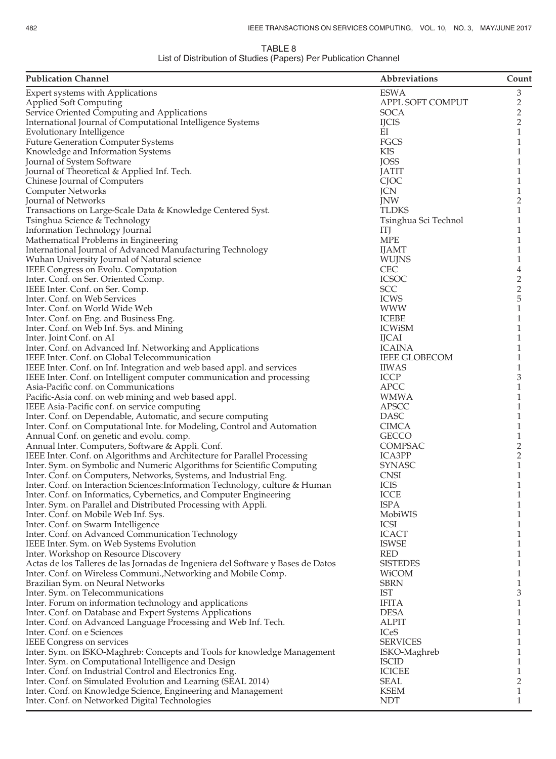TABLE 8
List of Distribution of Studies (Papers) Per Publication Channel

| Publication Channel | Abbreviations | Count |
|---|---|---|
| Expert systems with Applications | ESWA | 3 |
| Applied Soft Computing | APPL SOFT COMPUT | 2 |
| Service Oriented Computing and Applications | SOCA | 2 |
| International Journal of Computational Intelligence Systems | IJCIS | 2 |
| Evolutionary Intelligence | EI | 1 |
| Future Generation Computer Systems | FGCS | 1 |
| Knowledge and Information Systems | KIS | 1 |
| Journal of System Software | JOSS | 1 |
| Journal of Theoretical & Applied Inf. Tech. | JATIT | 1 |
| Chinese Journal of Computers | CJOC | 1 |
| Computer Networks | JCN | 1 |
| Journal of Networks | JNW | 2 |
| Transactions on Large-Scale Data & Knowledge Centered Syst. | TLDKS | 1 |
| Tsinghua Science & Technology | Tsinghua Sci Technol | 1 |
| Information Technology Journal | ITJ | 1 |
| Mathematical Problems in Engineering | MPE | 1 |
| International Journal of Advanced Manufacturing Technology | IJAMT | 1 |
| Wuhan University Journal of Natural science | WUJNS | 1 |
| IEEE Congress on Evolu. Computation | CEC | 4 |
| Inter. Conf. on Ser. Oriented Comp. | ICSOC | 2 |
| IEEE Inter. Conf. on Ser. Comp. | SCC | 2 |
| Inter. Conf. on Web Services | ICWS | 5 |
| Inter. Conf. on World Wide Web | WWW | 1 |
| Inter. Conf. on Eng. and Business Eng. | ICEBE | 1 |
| Inter. Conf. on Web Inf. Sys. and Mining | ICWiSM | 1 |
| Inter. Joint Conf. on AI | IJCAI | 1 |
| Inter. Conf. on Advanced Inf. Networking and Applications | ICAINA | 1 |
| IEEE Inter. Conf. on Global Telecommunication | IEEE GLOBECOM | 1 |
| IEEE Inter. Conf. on Inf. Integration and web based appl. and services | IIWAS | 1 |
| IEEE Inter. Conf. on Intelligent computer communication and processing | ICCP | 3 |
| Asia-Pacific conf. on Communications | APCC | 1 |
| Pacific-Asia conf. on web mining and web based appl. | WMWA | 1 |
| IEEE Asia-Pacific conf. on service computing | APSCC | 1 |
| Inter. Conf. on Dependable, Automatic, and secure computing | DASC | 1 |
| Inter. Conf. on Computational Inte. for Modeling, Control and Automation | CIMCA | 1 |
| Annual Conf. on genetic and evolu. comp. | GECCO | 1 |
| Annual Inter. Computers, Software & Appli. Conf. | COMPSAC | 2 |
| IEEE Inter. Conf. on Algorithms and Architecture for Parallel Processing | ICA3PP | 2 |
| Inter. Sym. on Symbolic and Numeric Algorithms for Scientific Computing | SYNASC | 1 |
| Inter. Conf. on Computers, Networks, Systems, and Industrial Eng. | CNSI | 1 |
| Inter. Conf. on Interaction Sciences:Information Technology, culture & Human | ICIS | 1 |
| Inter. Conf. on Informatics, Cybernetics, and Computer Engineering | ICCE | 1 |
| Inter. Sym. on Parallel and Distributed Processing with Appli. | ISPA | 1 |
| Inter. Conf. on Mobile Web Inf. Sys. | MobiWIS | 1 |
| Inter. Conf. on Swarm Intelligence | ICSI | 1 |
| Inter. Conf. on Advanced Communication Technology | ICACT | 1 |
| IEEE Inter. Sym. on Web Systems Evolution | ISWSE | 1 |
| Inter. Workshop on Resource Discovery | RED | 1 |
| Actas de los Talleres de las Jornadas de Ingeniera del Software y Bases de Datos | SISTEDES | 1 |
| Inter. Conf. on Wireless Communi.,Networking and Mobile Comp. | WiCOM | 1 |
| Brazilian Sym. on Neural Networks | SBRN | 1 |
| Inter. Sym. on Telecommunications | IST | 3 |
| Inter. Forum on information technology and applications | IFITA | 1 |
| Inter. Conf. on Database and Expert Systems Applications | DESA | 1 |
| Inter. Conf. on Advanced Language Processing and Web Inf. Tech. | ALPIT | 1 |
| Inter. Conf. on e Sciences | ICeS | 1 |
| IEEE Congress on services | SERVICES | 1 |
| Inter. Sym. on ISKO-Maghreb: Concepts and Tools for knowledge Management | ISKO-Maghreb | 1 |
| Inter. Sym. on Computational Intelligence and Design | ISCID | 1 |
| Inter. Conf. on Industrial Control and Electronics Eng. | ICICEE | 1 |
| Inter. Conf. on Simulated Evolution and Learning (SEAL 2014) | SEAL | 2 |
| Inter. Conf. on Knowledge Science, Engineering and Management | KSEM | 1 |
| Inter. Conf. on Networked Digital Technologies | NDT | 1 |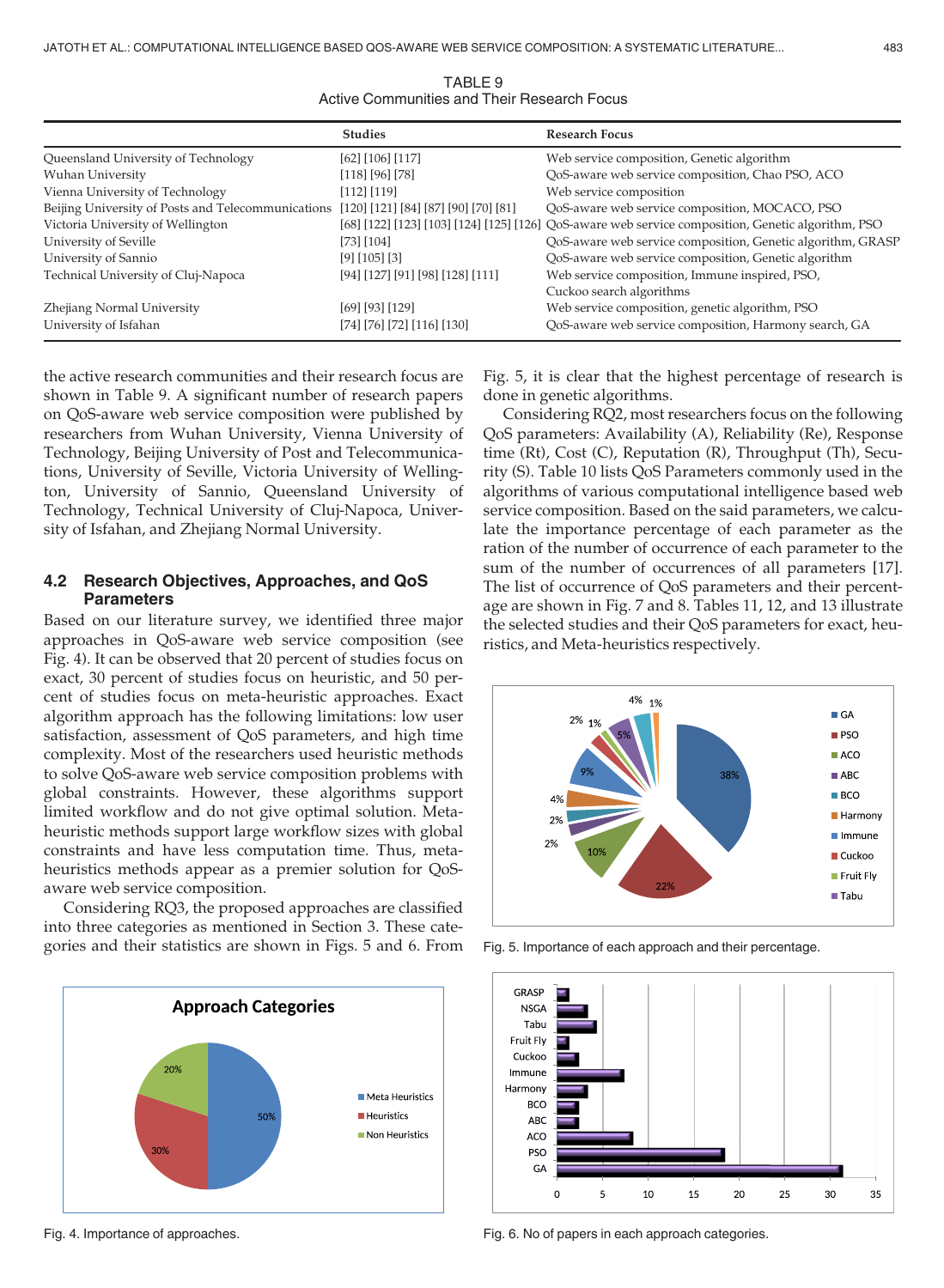TABLE 9
Active Communities and Their Research Focus

| | Studies | Research Focus |
|---|---|---|
| Queensland University of Technology | [62] [106] [117] | Web service composition, Genetic algorithm |
| Wuhan University | [118] [96] [78] | QoS-aware web service composition, Chao PSO, ACO |
| Vienna University of Technology | [112] [119] | Web service composition |
| Beijing University of Posts and Telecommunications | [120] [121] [84] [87] [90] [70] [81] | QoS-aware web service composition, MOCACO, PSO |
| Victoria University of Wellington | [68] [122] [123] [103] [124] [125] [126] | QoS-aware web service composition, Genetic algorithm, PSO |
| University of Seville | [73] [104] | QoS-aware web service composition, Genetic algorithm, GRASP |
| University of Sannio | [9] [105] [3] | QoS-aware web service composition, Genetic algorithm |
| Technical University of Cluj-Napoca | [94] [127] [91] [98] [128] [111] | Web service composition, Immune inspired, PSO, Cuckoo search algorithms |
| Zhejiang Normal University | [69] [93] [129] | Web service composition, genetic algorithm, PSO |
| University of Isfahan | [74] [76] [72] [116] [130] | QoS-aware web service composition, Harmony search, GA |

the active research communities and their research focus are shown in Table 9. A significant number of research papers on QoS-aware web service composition were published by researchers from Wuhan University, Vienna University of Technology, Beijing University of Post and Telecommunications, University of Seville, Victoria University of Wellington, University of Sannio, Queensland University of Technology, Technical University of Cluj-Napoca, University of Isfahan, and Zhejiang Normal University.

### 4.2 Research Objectives, Approaches, and QoS Parameters

Based on our literature survey, we identified three major approaches in QoS-aware web service composition (see Fig. 4). It can be observed that 20 percent of studies focus on exact, 30 percent of studies focus on heuristic, and 50 percent of studies focus on meta-heuristic approaches. Exact algorithm approach has the following limitations: low user satisfaction, assessment of QoS parameters, and high time complexity. Most of the researchers used heuristic methods to solve QoS-aware web service composition problems with global constraints. However, these algorithms support limited workflow and do not give optimal solution. Meta-heuristic methods support large workflow sizes with global constraints and have less computation time. Thus, meta-heuristics methods appear as a premier solution for QoS-aware web service composition.

Considering RQ3, the proposed approaches are classified into three categories as mentioned in Section 3. These categories and their statistics are shown in Figs. 5 and 6. From Fig. 5, it is clear that the highest percentage of research is done in genetic algorithms.

Considering RQ2, most researchers focus on the following QoS parameters: Availability (A), Reliability (Re), Response time (Rt), Cost (C), Reputation (R), Throughput (Th), Security (S). Table 10 lists QoS Parameters commonly used in the algorithms of various computational intelligence based web service composition. Based on the said parameters, we calculate the importance percentage of each parameter as the ration of the number of occurrence of each parameter to the sum of the number of occurrences of all parameters [17]. The list of occurrence of QoS parameters and their percentage are shown in Fig. 7 and 8. Tables 11, 12, and 13 illustrate the selected studies and their QoS parameters for exact, heuristics, and Meta-heuristics respectively.

Fig. 5. Importance of each approach and their percentage.

Fig. 4. Importance of approaches.

Fig. 6. No of papers in each approach categories.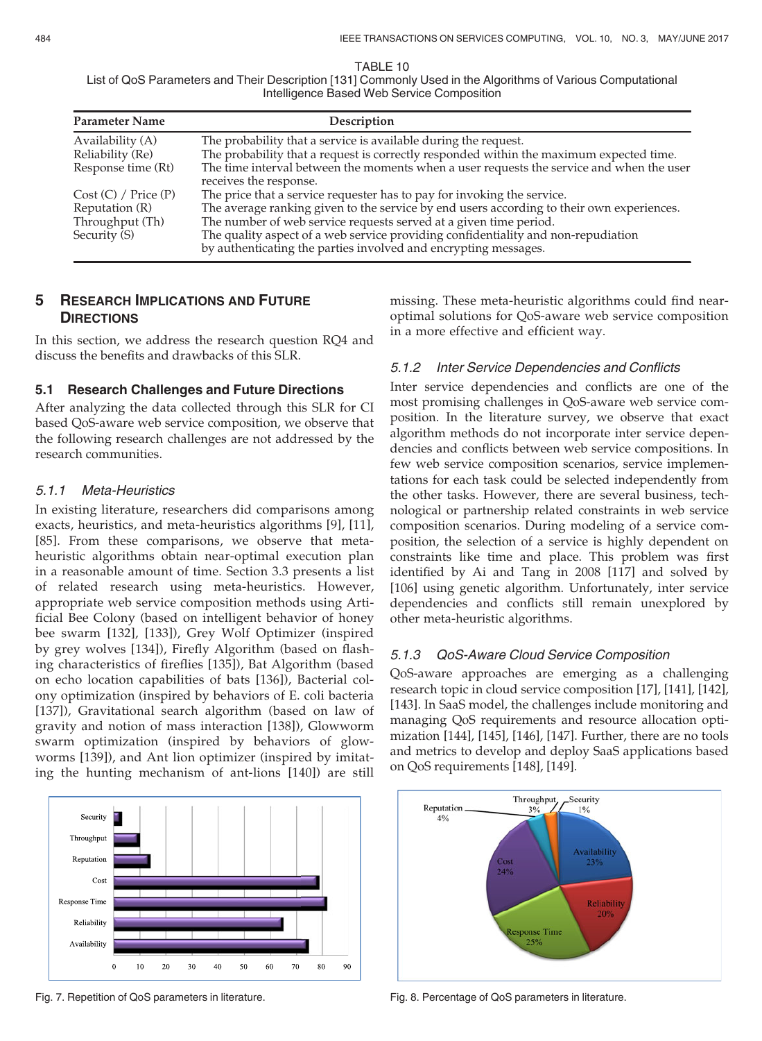TABLE 10
List of QoS Parameters and Their Description [131] Commonly Used in the Algorithms of Various Computational Intelligence Based Web Service Composition

| Parameter Name | Description |
| --- | --- |
| Availability (A) | The probability that a service is available during the request. |
| Reliability (Re) | The probability that a request is correctly responded within the maximum expected time. |
| Response time (Rt) | The time interval between the moments when a user requests the service and when the user receives the response. |
| Cost (C) / Price (P) | The price that a service requester has to pay for invoking the service. |
| Reputation (R) | The average ranking given to the service by end users according to their own experiences. |
| Throughput (Th) | The number of web service requests served at a given time period. |
| Security (S) | The quality aspect of a web service providing confidentiality and non-repudiation by authenticating the parties involved and encrypting messages. |

## 5 Research Implications and Future Directions

In this section, we address the research question RQ4 and discuss the benefits and drawbacks of this SLR.

### 5.1 Research Challenges and Future Directions

After analyzing the data collected through this SLR for CI based QoS-aware web service composition, we observe that the following research challenges are not addressed by the research communities.

#### 5.1.1 Meta-Heuristics

In existing literature, researchers did comparisons among exacts, heuristics, and meta-heuristics algorithms [9], [11], [85]. From these comparisons, we observe that meta-heuristic algorithms obtain near-optimal execution plan in a reasonable amount of time. Section 3.3 presents a list of related research using meta-heuristics. However, appropriate web service composition methods using Artificial Bee Colony (based on intelligent behavior of honey bee swarm [132], [133]), Grey Wolf Optimizer (inspired by grey wolves [134]), Firefly Algorithm (based on flashing characteristics of fireflies [135]), Bat Algorithm (based on echo location capabilities of bats [136]), Bacterial colony optimization (inspired by behaviors of E. coli bacteria [137]), Gravitational search algorithm (based on law of gravity and notion of mass interaction [138]), Glowworm swarm optimization (inspired by behaviors of glowworms [139]), and Ant lion optimizer (inspired by imitating the hunting mechanism of ant-lions [140]) are still missing. These meta-heuristic algorithms could find near-optimal solutions for QoS-aware web service composition in a more effective and efficient way.

#### 5.1.2 Inter Service Dependencies and Conflicts

Inter service dependencies and conflicts are one of the most promising challenges in QoS-aware web service composition. In the literature survey, we observe that exact algorithm methods do not incorporate inter service dependencies and conflicts between web service compositions. In few web service composition scenarios, service implementations for each task could be selected independently from the other tasks. However, there are several business, technological or partnership related constraints in web service composition scenarios. During modeling of a service composition, the selection of a service is highly dependent on constraints like time and place. This problem was first identified by Ai and Tang in 2008 [117] and solved by [106] using genetic algorithm. Unfortunately, inter service dependencies and conflicts still remain unexplored by other meta-heuristic algorithms.

#### 5.1.3 QoS-Aware Cloud Service Composition

QoS-aware approaches are emerging as a challenging research topic in cloud service composition [17], [141], [142], [143]. In SaaS model, the challenges include monitoring and managing QoS requirements and resource allocation optimization [144], [145], [146], [147]. Further, there are no tools and metrics to develop and deploy SaaS applications based on QoS requirements [148], [149].

Fig. 7. Repetition of QoS parameters in literature.

Fig. 8. Percentage of QoS parameters in literature.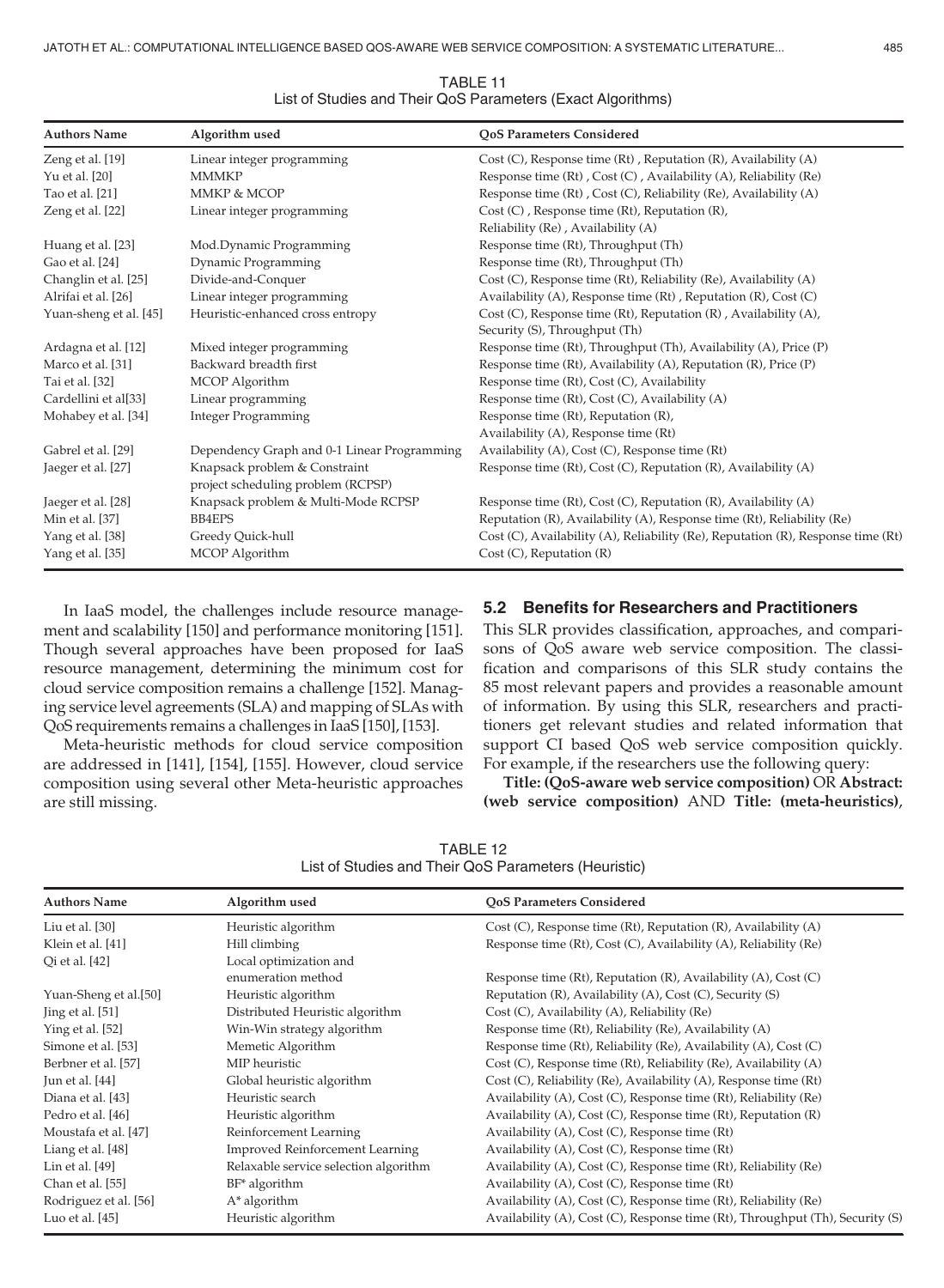TABLE 11
List of Studies and Their QoS Parameters (Exact Algorithms)

| Authors Name | Algorithm used | QoS Parameters Considered |
|---|---|---|
| Zeng et al. [19] | Linear integer programming | Cost (C), Response time (Rt) , Reputation (R), Availability (A) |
| Yu et al. [20] | MMMKP | Response time (Rt) , Cost (C) , Availability (A), Reliability (Re) |
| Tao et al. [21] | MMKP & MCOP | Response time (Rt) , Cost (C), Reliability (Re), Availability (A) |
| Zeng et al. [22] | Linear integer programming | Cost (C) , Response time (Rt), Reputation (R), Reliability (Re) , Availability (A) |
| Huang et al. [23] | Mod.Dynamic Programming | Response time (Rt), Throughput (Th) |
| Gao et al. [24] | Dynamic Programming | Response time (Rt), Throughput (Th) |
| Changlin et al. [25] | Divide-and-Conquer | Cost (C), Response time (Rt), Reliability (Re), Availability (A) |
| Alrifai et al. [26] | Linear integer programming | Availability (A), Response time (Rt) , Reputation (R), Cost (C) |
| Yuan-sheng et al. [45] | Heuristic-enhanced cross entropy | Cost (C), Response time (Rt), Reputation (R) , Availability (A), Security (S), Throughput (Th) |
| Ardagna et al. [12] | Mixed integer programming | Response time (Rt), Throughput (Th), Availability (A), Price (P) |
| Marco et al. [31] | Backward breadth first | Response time (Rt), Availability (A), Reputation (R), Price (P) |
| Tai et al. [32] | MCOP Algorithm | Response time (Rt), Cost (C), Availability |
| Cardellini et al[33] | Linear programming | Response time (Rt), Cost (C), Availability (A) |
| Mohabey et al. [34] | Integer Programming | Response time (Rt), Reputation (R), Availability (A), Response time (Rt) |
| Gabrel et al. [29] | Dependency Graph and 0-1 Linear Programming | Availability (A), Cost (C), Response time (Rt) |
| Jaeger et al. [27] | Knapsack problem & Constraint project scheduling problem (RCPSP) | Response time (Rt), Cost (C), Reputation (R), Availability (A) |
| Jaeger et al. [28] | Knapsack problem & Multi-Mode RCPSP | Response time (Rt), Cost (C), Reputation (R), Availability (A) |
| Min et al. [37] | BB4EPS | Reputation (R), Availability (A), Response time (Rt), Reliability (Re) |
| Yang et al. [38] | Greedy Quick-hull | Cost (C), Availability (A), Reliability (Re), Reputation (R), Response time (Rt) |
| Yang et al. [35] | MCOP Algorithm | Cost (C), Reputation (R) |

In IaaS model, the challenges include resource management and scalability [150] and performance monitoring [151]. Though several approaches have been proposed for IaaS resource management, determining the minimum cost for cloud service composition remains a challenge [152]. Managing service level agreements (SLA) and mapping of SLAs with QoS requirements remains a challenges in IaaS [150], [153].

Meta-heuristic methods for cloud service composition are addressed in [141], [154], [155]. However, cloud service composition using several other Meta-heuristic approaches are still missing.

### 5.2 Benefits for Researchers and Practitioners

This SLR provides classification, approaches, and comparisons of QoS aware web service composition. The classification and comparisons of this SLR study contains the 85 most relevant papers and provides a reasonable amount of information. By using this SLR, researchers and practitioners get relevant studies and related information that support CI based QoS web service composition quickly. For example, if the researchers use the following query:

**Title: (QoS-aware web service composition)** OR **Abstract: (web service composition)** AND **Title: (meta-heuristics)**,

TABLE 12
List of Studies and Their QoS Parameters (Heuristic)

| Authors Name | Algorithm used | QoS Parameters Considered |
|---|---|---|
| Liu et al. [30] | Heuristic algorithm | Cost (C), Response time (Rt), Reputation (R), Availability (A) |
| Klein et al. [41] | Hill climbing | Response time (Rt), Cost (C), Availability (A), Reliability (Re) |
| Qi et al. [42] | Local optimization and enumeration method | Response time (Rt), Reputation (R), Availability (A), Cost (C) |
| Yuan-Sheng et al.[50] | Heuristic algorithm | Reputation (R), Availability (A), Cost (C), Security (S) |
| Jing et al. [51] | Distributed Heuristic algorithm | Cost (C), Availability (A), Reliability (Re) |
| Ying et al. [52] | Win-Win strategy algorithm | Response time (Rt), Reliability (Re), Availability (A) |
| Simone et al. [53] | Memetic Algorithm | Response time (Rt), Reliability (Re), Availability (A), Cost (C) |
| Berbner et al. [57] | MIP heuristic | Cost (C), Response time (Rt), Reliability (Re), Availability (A) |
| Jun et al. [44] | Global heuristic algorithm | Cost (C), Reliability (Re), Availability (A), Response time (Rt) |
| Diana et al. [43] | Heuristic search | Availability (A), Cost (C), Response time (Rt), Reliability (Re) |
| Pedro et al. [46] | Heuristic algorithm | Availability (A), Cost (C), Response time (Rt), Reputation (R) |
| Moustafa et al. [47] | Reinforcement Learning | Availability (A), Cost (C), Response time (Rt) |
| Liang et al. [48] | Improved Reinforcement Learning | Availability (A), Cost (C), Response time (Rt) |
| Lin et al. [49] | Relaxable service selection algorithm | Availability (A), Cost (C), Response time (Rt), Reliability (Re) |
| Chan et al. [55] | BF* algorithm | Availability (A), Cost (C), Response time (Rt) |
| Rodriguez et al. [56] | A* algorithm | Availability (A), Cost (C), Response time (Rt), Reliability (Re) |
| Luo et al. [45] | Heuristic algorithm | Availability (A), Cost (C), Response time (Rt), Throughput (Th), Security (S) |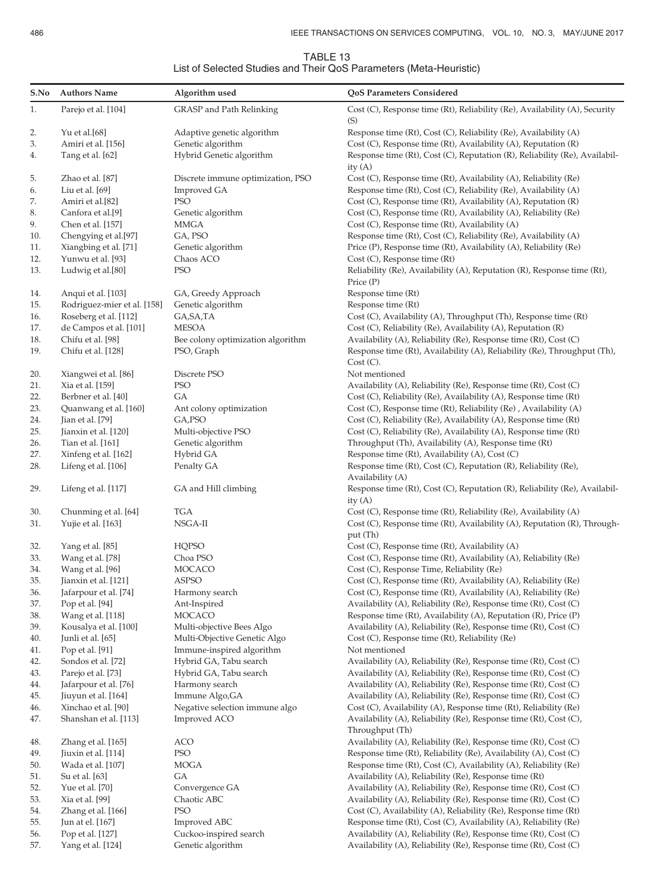TABLE 13
List of Selected Studies and Their QoS Parameters (Meta-Heuristic)

| S.No | Authors Name | Algorithm used | QoS Parameters Considered |
|---|---|---|---|
| 1. | Parejo et al. [104] | GRASP and Path Relinking | Cost (C), Response time (Rt), Reliability (Re), Availability (A), Security (S) |
| 2. | Yu et al.[68] | Adaptive genetic algorithm | Response time (Rt), Cost (C), Reliability (Re), Availability (A) |
| 3. | Amiri et al. [156] | Genetic algorithm | Cost (C), Response time (Rt), Availability (A), Reputation (R) |
| 4. | Tang et al. [62] | Hybrid Genetic algorithm | Response time (Rt), Cost (C), Reputation (R), Reliability (Re), Availability (A) |
| 5. | Zhao et al. [87] | Discrete immune optimization, PSO | Cost (C), Response time (Rt), Availability (A), Reliability (Re) |
| 6. | Liu et al. [69] | Improved GA | Response time (Rt), Cost (C), Reliability (Re), Availability (A) |
| 7. | Amiri et al.[82] | PSO | Cost (C), Response time (Rt), Availability (A), Reputation (R) |
| 8. | Canfora et al.[9] | Genetic algorithm | Cost (C), Response time (Rt), Availability (A), Reliability (Re) |
| 9. | Chen et al. [157] | MMGA | Cost (C), Response time (Rt), Availability (A) |
| 10. | Chengying et al.[97] | GA, PSO | Response time (Rt), Cost (C), Reliability (Re), Availability (A) |
| 11. | Xiangbing et al. [71] | Genetic algorithm | Price (P), Response time (Rt), Availability (A), Reliability (Re) |
| 12. | Yunwu et al. [93] | Chaos ACO | Cost (C), Response time (Rt) |
| 13. | Ludwig et al.[80] | PSO | Reliability (Re), Availability (A), Reputation (R), Response time (Rt), Price (P) |
| 14. | Anqui et al. [103] | GA, Greedy Approach | Response time (Rt) |
| 15. | Rodriguez-mier et al. [158] | Genetic algorithm | Response time (Rt) |
| 16. | Roseberg et al. [112] | GA,SA,TA | Cost (C), Availability (A), Throughput (Th), Response time (Rt) |
| 17. | de Campos et al. [101] | MESOA | Cost (C), Reliability (Re), Availability (A), Reputation (R) |
| 18. | Chifu et al. [98] | Bee colony optimization algorithm | Availability (A), Reliability (Re), Response time (Rt), Cost (C) |
| 19. | Chifu et al. [128] | PSO, Graph | Response time (Rt), Availability (A), Reliability (Re), Throughput (Th), Cost (C). |
| 20. | Xiangwei et al. [86] | Discrete PSO | Not mentioned |
| 21. | Xia et al. [159] | PSO | Availability (A), Reliability (Re), Response time (Rt), Cost (C) |
| 22. | Berbner et al. [40] | GA | Cost (C), Reliability (Re), Availability (A), Response time (Rt) |
| 23. | Quanwang et al. [160] | Ant colony optimization | Cost (C), Response time (Rt), Reliability (Re) , Availability (A) |
| 24. | Jian et al. [79] | GA,PSO | Cost (C), Reliability (Re), Availability (A), Response time (Rt) |
| 25. | Jianxin et al. [120] | Multi-objective PSO | Cost (C), Reliability (Re), Availability (A), Response time (Rt) |
| 26. | Tian et al. [161] | Genetic algorithm | Throughput (Th), Availability (A), Response time (Rt) |
| 27. | Xinfeng et al. [162] | Hybrid GA | Response time (Rt), Availability (A), Cost (C) |
| 28. | Lifeng et al. [106] | Penalty GA | Response time (Rt), Cost (C), Reputation (R), Reliability (Re), Availability (A) |
| 29. | Lifeng et al. [117] | GA and Hill climbing | Response time (Rt), Cost (C), Reputation (R), Reliability (Re), Availability (A) |
| 30. | Chunming et al. [64] | TGA | Cost (C), Response time (Rt), Reliability (Re), Availability (A) |
| 31. | Yujie et al. [163] | NSGA-II | Cost (C), Response time (Rt), Availability (A), Reputation (R), Throughput (Th) |
| 32. | Yang et al. [85] | HQPSO | Cost (C), Response time (Rt), Availability (A) |
| 33. | Wang et al. [78] | Choa PSO | Cost (C), Response time (Rt), Availability (A), Reliability (Re) |
| 34. | Wang et al. [96] | MOCACO | Cost (C), Response Time, Reliability (Re) |
| 35. | Jianxin et al. [121] | ASPSO | Cost (C), Response time (Rt), Availability (A), Reliability (Re) |
| 36. | Jafarpour et al. [74] | Harmony search | Cost (C), Response time (Rt), Availability (A), Reliability (Re) |
| 37. | Pop et al. [94] | Ant-Inspired | Availability (A), Reliability (Re), Response time (Rt), Cost (C) |
| 38. | Wang et al. [118] | MOCACO | Response time (Rt), Availability (A), Reputation (R), Price (P) |
| 39. | Kousalya et al. [100] | Multi-objective Bees Algo | Availability (A), Reliability (Re), Response time (Rt), Cost (C) |
| 40. | Junli et al. [65] | Multi-Objective Genetic Algo | Cost (C), Response time (Rt), Reliability (Re) |
| 41. | Pop et al. [91] | Immune-inspired algorithm | Not mentioned |
| 42. | Sondos et al. [72] | Hybrid GA, Tabu search | Availability (A), Reliability (Re), Response time (Rt), Cost (C) |
| 43. | Parejo et al. [73] | Hybrid GA, Tabu search | Availability (A), Reliability (Re), Response time (Rt), Cost (C) |
| 44. | Jafarpour et al. [76] | Harmony search | Availability (A), Reliability (Re), Response time (Rt), Cost (C) |
| 45. | Jiuyun et al. [164] | Immune Algo,GA | Availability (A), Reliability (Re), Response time (Rt), Cost (C) |
| 46. | Xinchao et al. [90] | Negative selection immune algo | Cost (C), Availability (A), Response time (Rt), Reliability (Re) |
| 47. | Shanshan et al. [113] | Improved ACO | Availability (A), Reliability (Re), Response time (Rt), Cost (C), Throughput (Th) |
| 48. | Zhang et al. [165] | ACO | Availability (A), Reliability (Re), Response time (Rt), Cost (C) |
| 49. | Jiuxin et al. [114] | PSO | Response time (Rt), Reliability (Re), Availability (A), Cost (C) |
| 50. | Wada et al. [107] | MOGA | Response time (Rt), Cost (C), Availability (A), Reliability (Re) |
| 51. | Su et al. [63] | GA | Availability (A), Reliability (Re), Response time (Rt) |
| 52. | Yue et al. [70] | Convergence GA | Availability (A), Reliability (Re), Response time (Rt), Cost (C) |
| 53. | Xia et al. [99] | Chaotic ABC | Availability (A), Reliability (Re), Response time (Rt), Cost (C) |
| 54. | Zhang et al. [166] | PSO | Cost (C), Availability (A), Reliability (Re), Response time (Rt) |
| 55. | Jun at el. [167] | Improved ABC | Response time (Rt), Cost (C), Availability (A), Reliability (Re) |
| 56. | Pop et al. [127] | Cuckoo-inspired search | Availability (A), Reliability (Re), Response time (Rt), Cost (C) |
| 57. | Yang et al. [124] | Genetic algorithm | Availability (A), Reliability (Re), Response time (Rt), Cost (C) |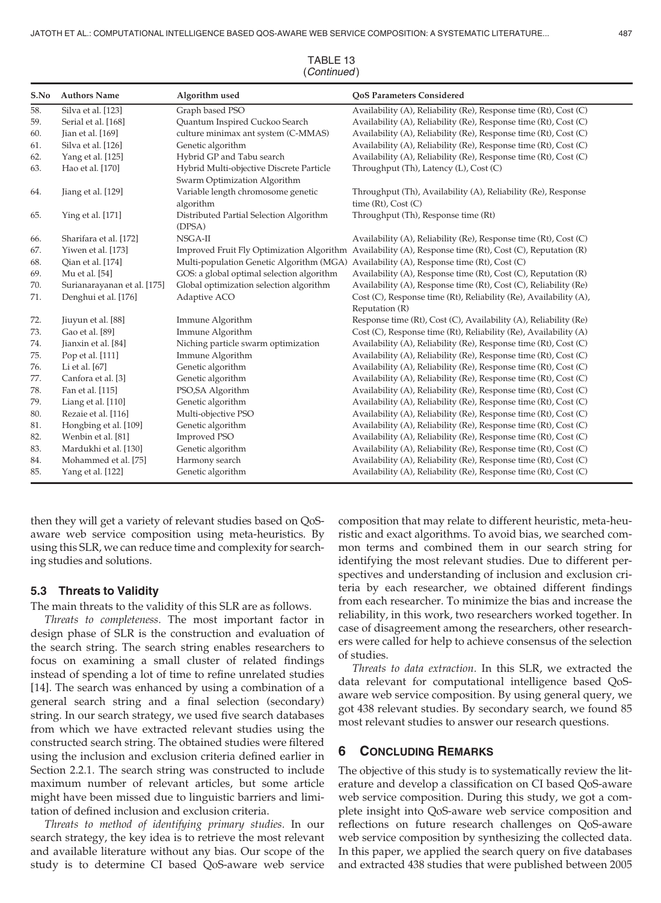TABLE 13
(*Continued*)

| S.No | Authors Name | Algorithm used | QoS Parameters Considered |
|---|---|---|---|
| 58. | Silva et al. [123] | Graph based PSO | Availability (A), Reliability (Re), Response time (Rt), Cost (C) |
| 59. | Serial et al. [168] | Quantum Inspired Cuckoo Search | Availability (A), Reliability (Re), Response time (Rt), Cost (C) |
| 60. | Jian et al. [169] | culture minimax ant system (C-MMAS) | Availability (A), Reliability (Re), Response time (Rt), Cost (C) |
| 61. | Silva et al. [126] | Genetic algorithm | Availability (A), Reliability (Re), Response time (Rt), Cost (C) |
| 62. | Yang et al. [125] | Hybrid GP and Tabu search | Availability (A), Reliability (Re), Response time (Rt), Cost (C) |
| 63. | Hao et al. [170] | Hybrid Multi-objective Discrete Particle Swarm Optimization Algorithm | Throughput (Th), Latency (L), Cost (C) |
| 64. | Jiang et al. [129] | Variable length chromosome genetic algorithm | Throughput (Th), Availability (A), Reliability (Re), Response time (Rt), Cost (C) |
| 65. | Ying et al. [171] | Distributed Partial Selection Algorithm (DPSA) | Throughput (Th), Response time (Rt) |
| 66. | Sharifara et al. [172] | NSGA-II | Availability (A), Reliability (Re), Response time (Rt), Cost (C) |
| 67. | Yiwen et al. [173] | Improved Fruit Fly Optimization Algorithm | Availability (A), Response time (Rt), Cost (C), Reputation (R) |
| 68. | Qian et al. [174] | Multi-population Genetic Algorithm (MGA) | Availability (A), Response time (Rt), Cost (C) |
| 69. | Mu et al. [54] | GOS: a global optimal selection algorithm | Availability (A), Response time (Rt), Cost (C), Reputation (R) |
| 70. | Surianarayanan et al. [175] | Global optimization selection algorithm | Availability (A), Response time (Rt), Cost (C), Reliability (Re) |
| 71. | Denghui et al. [176] | Adaptive ACO | Cost (C), Response time (Rt), Reliability (Re), Availability (A), Reputation (R) |
| 72. | Jiuyun et al. [88] | Immune Algorithm | Response time (Rt), Cost (C), Availability (A), Reliability (Re) |
| 73. | Gao et al. [89] | Immune Algorithm | Cost (C), Response time (Rt), Reliability (Re), Availability (A) |
| 74. | Jianxin et al. [84] | Niching particle swarm optimization | Availability (A), Reliability (Re), Response time (Rt), Cost (C) |
| 75. | Pop et al. [111] | Immune Algorithm | Availability (A), Reliability (Re), Response time (Rt), Cost (C) |
| 76. | Li et al. [67] | Genetic algorithm | Availability (A), Reliability (Re), Response time (Rt), Cost (C) |
| 77. | Canfora et al. [3] | Genetic algorithm | Availability (A), Reliability (Re), Response time (Rt), Cost (C) |
| 78. | Fan et al. [115] | PSO,SA Algorithm | Availability (A), Reliability (Re), Response time (Rt), Cost (C) |
| 79. | Liang et al. [110] | Genetic algorithm | Availability (A), Reliability (Re), Response time (Rt), Cost (C) |
| 80. | Rezaie et al. [116] | Multi-objective PSO | Availability (A), Reliability (Re), Response time (Rt), Cost (C) |
| 81. | Hongbing et al. [109] | Genetic algorithm | Availability (A), Reliability (Re), Response time (Rt), Cost (C) |
| 82. | Wenbin et al. [81] | Improved PSO | Availability (A), Reliability (Re), Response time (Rt), Cost (C) |
| 83. | Mardukhi et al. [130] | Genetic algorithm | Availability (A), Reliability (Re), Response time (Rt), Cost (C) |
| 84. | Mohammed et al. [75] | Harmony search | Availability (A), Reliability (Re), Response time (Rt), Cost (C) |
| 85. | Yang et al. [122] | Genetic algorithm | Availability (A), Reliability (Re), Response time (Rt), Cost (C) |

then they will get a variety of relevant studies based on QoS-aware web service composition using meta-heuristics. By using this SLR, we can reduce time and complexity for searching studies and solutions.

### 5.3 Threats to Validity

The main threats to the validity of this SLR are as follows.

*Threats to completeness.* The most important factor in design phase of SLR is the construction and evaluation of the search string. The search string enables researchers to focus on examining a small cluster of related findings instead of spending a lot of time to refine unrelated studies [14]. The search was enhanced by using a combination of a general search string and a final selection (secondary) string. In our search strategy, we used five search databases from which we have extracted relevant studies using the constructed search string. The obtained studies were filtered using the inclusion and exclusion criteria defined earlier in Section 2.2.1. The search string was constructed to include maximum number of relevant articles, but some article might have been missed due to linguistic barriers and limitation of defined inclusion and exclusion criteria.

*Threats to method of identifying primary studies.* In our search strategy, the key idea is to retrieve the most relevant and available literature without any bias. Our scope of the study is to determine CI based QoS-aware web service composition that may relate to different heuristic, meta-heuristic and exact algorithms. To avoid bias, we searched common terms and combined them in our search string for identifying the most relevant studies. Due to different perspectives and understanding of inclusion and exclusion criteria by each researcher, we obtained different findings from each researcher. To minimize the bias and increase the reliability, in this work, two researchers worked together. In case of disagreement among the researchers, other researchers were called for help to achieve consensus of the selection of studies.

*Threats to data extraction.* In this SLR, we extracted the data relevant for computational intelligence based QoS-aware web service composition. By using general query, we got 438 relevant studies. By secondary search, we found 85 most relevant studies to answer our research questions.

## 6 Concluding Remarks

The objective of this study is to systematically review the literature and develop a classification on CI based QoS-aware web service composition. During this study, we got a complete insight into QoS-aware web service composition and reflections on future research challenges on QoS-aware web service composition by synthesizing the collected data. In this paper, we applied the search query on five databases and extracted 438 studies that were published between 2005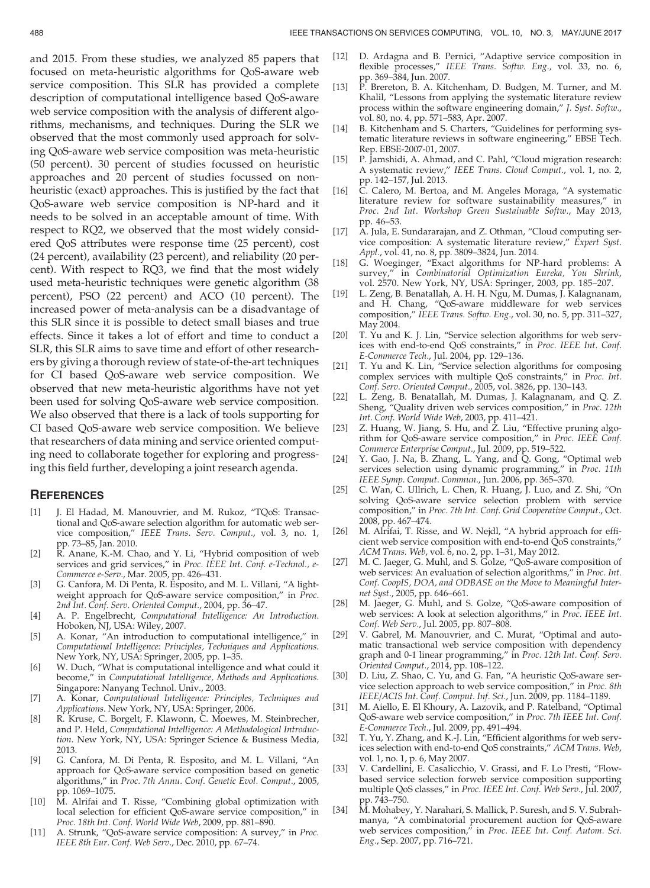and 2015. From these studies, we analyzed 85 papers that focused on meta-heuristic algorithms for QoS-aware web service composition. This SLR has provided a complete description of computational intelligence based QoS-aware web service composition with the analysis of different algorithms, mechanisms, and techniques. During the SLR we observed that the most commonly used approach for solving QoS-aware web service composition was meta-heuristic (50 percent). 30 percent of studies focussed on heuristic approaches and 20 percent of studies focussed on non-heuristic (exact) approaches. This is justified by the fact that QoS-aware web service composition is NP-hard and it needs to be solved in an acceptable amount of time. With respect to RQ2, we observed that the most widely considered QoS attributes were response time (25 percent), cost (24 percent), availability (23 percent), and reliability (20 percent). With respect to RQ3, we find that the most widely used meta-heuristic techniques were genetic algorithm (38 percent), PSO (22 percent) and ACO (10 percent). The increased power of meta-analysis can be a disadvantage of this SLR since it is possible to detect small biases and true effects. Since it takes a lot of effort and time to conduct a SLR, this SLR aims to save time and effort of other researchers by giving a thorough review of state-of-the-art techniques for CI based QoS-aware web service composition. We observed that new meta-heuristic algorithms have not yet been used for solving QoS-aware web service composition. We also observed that there is a lack of tools supporting for CI based QoS-aware web service composition. We believe that researchers of data mining and service oriented computing need to collaborate together for exploring and progressing this field further, developing a joint research agenda.

## References

[1] J. El Hadad, M. Manouvrier, and M. Rukoz, "TQoS: Transactional and QoS-aware selection algorithm for automatic web service composition," *IEEE Trans. Serv. Comput.*, vol. 3, no. 1, pp. 73–85, Jan. 2010.

[2] R. Anane, K.-M. Chao, and Y. Li, "Hybrid composition of web services and grid services," in *Proc. IEEE Int. Conf. e-Technol., e-Commerce e-Serv.*, Mar. 2005, pp. 426–431.

[3] G. Canfora, M. Di Penta, R. Esposito, and M. L. Villani, "A lightweight approach for QoS-aware service composition," in *Proc. 2nd Int. Conf. Serv. Oriented Comput.*, 2004, pp. 36–47.

[4] A. P. Engelbrecht, *Computational Intelligence: An Introduction*. Hoboken, NJ, USA: Wiley, 2007.

[5] A. Konar, "An introduction to computational intelligence," in *Computational Intelligence: Principles, Techniques and Applications*. New York, NY, USA: Springer, 2005, pp. 1–35.

[6] W. Duch, "What is computational intelligence and what could it become," in *Computational Intelligence, Methods and Applications*. Singapore: Nanyang Technol. Univ., 2003.

[7] A. Konar, *Computational Intelligence: Principles, Techniques and Applications*. New York, NY, USA: Springer, 2006.

[8] R. Kruse, C. Borgelt, F. Klawonn, C. Moewes, M. Steinbrecher, and P. Held, *Computational Intelligence: A Methodological Introduction*. New York, NY, USA: Springer Science & Business Media, 2013.

[9] G. Canfora, M. Di Penta, R. Esposito, and M. L. Villani, "An approach for QoS-aware service composition based on genetic algorithms," in *Proc. 7th Annu. Conf. Genetic Evol. Comput.*, 2005, pp. 1069–1075.

[10] M. Alrifai and T. Risse, "Combining global optimization with local selection for efficient QoS-aware service composition," in *Proc. 18th Int. Conf. World Wide Web*, 2009, pp. 881–890.

[11] A. Strunk, "QoS-aware service composition: A survey," in *Proc. IEEE 8th Eur. Conf. Web Serv.*, Dec. 2010, pp. 67–74.

[12] D. Ardagna and B. Pernici, "Adaptive service composition in flexible processes," *IEEE Trans. Softw. Eng.*, vol. 33, no. 6, pp. 369–384, Jun. 2007.

[13] P. Brereton, B. A. Kitchenham, D. Budgen, M. Turner, and M. Khalil, "Lessons from applying the systematic literature review process within the software engineering domain," *J. Syst. Softw.*, vol. 80, no. 4, pp. 571–583, Apr. 2007.

[14] B. Kitchenham and S. Charters, "Guidelines for performing systematic literature reviews in software engineering," EBSE Tech. Rep. EBSE-2007-01, 2007.

[15] P. Jamshidi, A. Ahmad, and C. Pahl, "Cloud migration research: A systematic review," *IEEE Trans. Cloud Comput.*, vol. 1, no. 2, pp. 142–157, Jul. 2013.

[16] C. Calero, M. Bertoa, and M. Angeles Moraga, "A systematic literature review for software sustainability measures," in *Proc. 2nd Int. Workshop Green Sustainable Softw.*, May 2013, pp. 46–53.

[17] A. Jula, E. Sundararajan, and Z. Othman, "Cloud computing service composition: A systematic literature review," *Expert Syst. Appl.*, vol. 41, no. 8, pp. 3809–3824, Jun. 2014.

[18] G. Woeginger, "Exact algorithms for NP-hard problems: A survey," in *Combinatorial Optimization Eureka, You Shrink*, vol. 2570. New York, NY, USA: Springer, 2003, pp. 185–207.

[19] L. Zeng, B. Benatallah, A. H. H. Ngu, M. Dumas, J. Kalagnanam, and H. Chang, "QoS-aware middleware for web services composition," *IEEE Trans. Softw. Eng.*, vol. 30, no. 5, pp. 311–327, May 2004.

[20] T. Yu and K. J. Lin, "Service selection algorithms for web services with end-to-end QoS constraints," in *Proc. IEEE Int. Conf. E-Commerce Tech.*, Jul. 2004, pp. 129–136.

[21] T. Yu and K. Lin, "Service selection algorithms for composing complex services with multiple QoS constraints," in *Proc. Int. Conf. Serv. Oriented Comput.*, 2005, vol. 3826, pp. 130–143.

[22] L. Zeng, B. Benatallah, M. Dumas, J. Kalagnanam, and Q. Z. Sheng, "Quality driven web services composition," in *Proc. 12th Int. Conf. World Wide Web*, 2003, pp. 411–421.

[23] Z. Huang, W. Jiang, S. Hu, and Z. Liu, "Effective pruning algorithm for QoS-aware service composition," in *Proc. IEEE Conf. Commerce Enterprise Comput.*, Jul. 2009, pp. 519–522.

[24] Y. Gao, J. Na, B. Zhang, L. Yang, and Q. Gong, "Optimal web services selection using dynamic programming," in *Proc. 11th IEEE Symp. Comput. Commun.*, Jun. 2006, pp. 365–370.

[25] C. Wan, C. Ullrich, L. Chen, R. Huang, J. Luo, and Z. Shi, "On solving QoS-aware service selection problem with service composition," in *Proc. 7th Int. Conf. Grid Cooperative Comput.*, Oct. 2008, pp. 467–474.

[26] M. Alrifai, T. Risse, and W. Nejdl, "A hybrid approach for efficient web service composition with end-to-end QoS constraints," *ACM Trans. Web*, vol. 6, no. 2, pp. 1–31, May 2012.

[27] M. C. Jaeger, G. Muhl, and S. Golze, "QoS-aware composition of web services: An evaluation of selection algorithms," in *Proc. Int. Conf. CoopIS, DOA, and ODBASE on the Move to Meaningful Internet Syst.*, 2005, pp. 646–661.

[28] M. Jaeger, G. Muhl, and S. Golze, "QoS-aware composition of web services: A look at selection algorithms," in *Proc. IEEE Int. Conf. Web Serv.*, Jul. 2005, pp. 807–808.

[29] V. Gabrel, M. Manouvrier, and C. Murat, "Optimal and automatic transactional web service composition with dependency graph and 0-1 linear programming," in *Proc. 12th Int. Conf. Serv. Oriented Comput.*, 2014, pp. 108–122.

[30] D. Liu, Z. Shao, C. Yu, and G. Fan, "A heuristic QoS-aware service selection approach to web service composition," in *Proc. 8th IEEE/ACIS Int. Conf. Comput. Inf. Sci.*, Jun. 2009, pp. 1184–1189.

[31] M. Aiello, E. El Khoury, A. Lazovik, and P. Ratelband, "Optimal QoS-aware web service composition," in *Proc. 7th IEEE Int. Conf. E-Commerce Tech.*, Jul. 2009, pp. 491–494.

[32] T. Yu, Y. Zhang, and K.-J. Lin, "Efficient algorithms for web services selection with end-to-end QoS constraints," *ACM Trans. Web*, vol. 1, no. 1, p. 6, May 2007.

[33] V. Cardellini, E. Casalicchio, V. Grassi, and F. Lo Presti, "Flow-based service selection forweb service composition supporting multiple QoS classes," in *Proc. IEEE Int. Conf. Web Serv.*, Jul. 2007, pp. 743–750.

[34] M. Mohabey, Y. Narahari, S. Mallick, P. Suresh, and S. V. Subrahmanya, "A combinatorial procurement auction for QoS-aware web services composition," in *Proc. IEEE Int. Conf. Autom. Sci. Eng.*, Sep. 2007, pp. 716–721.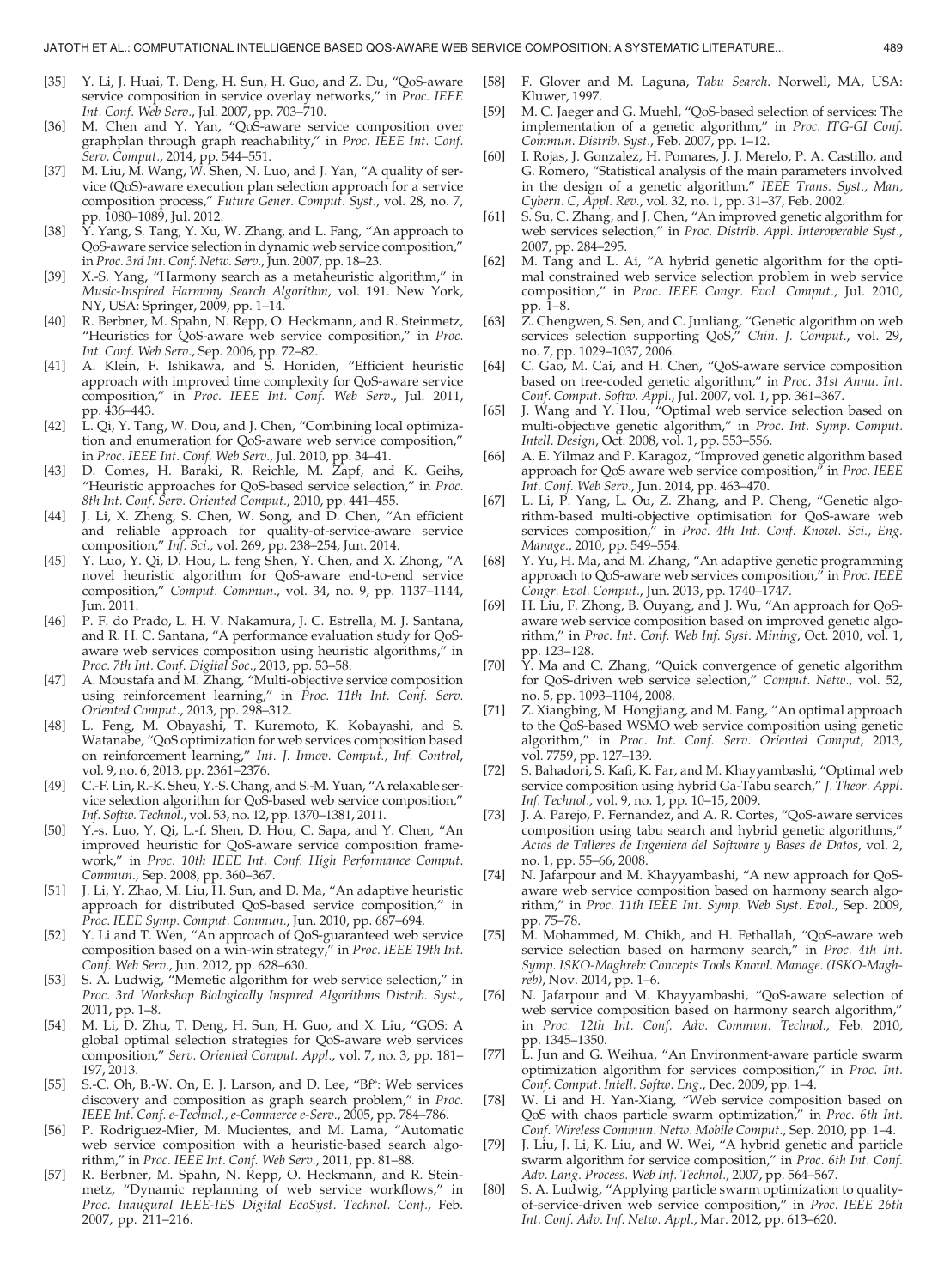[35] Y. Li, J. Huai, T. Deng, H. Sun, H. Guo, and Z. Du, "QoS-aware service composition in service overlay networks," in *Proc. IEEE Int. Conf. Web Serv.*, Jul. 2007, pp. 703–710.

[36] M. Chen and Y. Yan, "QoS-aware service composition over graphplan through graph reachability," in *Proc. IEEE Int. Conf. Serv. Comput.*, 2014, pp. 544–551.

[37] M. Liu, M. Wang, W. Shen, N. Luo, and J. Yan, "A quality of service (QoS)-aware execution plan selection approach for a service composition process," *Future Gener. Comput. Syst.*, vol. 28, no. 7, pp. 1080–1089, Jul. 2012.

[38] Y. Yang, S. Tang, Y. Xu, W. Zhang, and L. Fang, "An approach to QoS-aware service selection in dynamic web service composition," in *Proc. 3rd Int. Conf. Netw. Serv.*, Jun. 2007, pp. 18–23.

[39] X.-S. Yang, "Harmony search as a metaheuristic algorithm," in *Music-Inspired Harmony Search Algorithm*, vol. 191. New York, NY, USA: Springer, 2009, pp. 1–14.

[40] R. Berbner, M. Spahn, N. Repp, O. Heckmann, and R. Steinmetz, "Heuristics for QoS-aware web service composition," in *Proc. Int. Conf. Web Serv.*, Sep. 2006, pp. 72–82.

[41] A. Klein, F. Ishikawa, and S. Honiden, "Efficient heuristic approach with improved time complexity for QoS-aware service composition," in *Proc. IEEE Int. Conf. Web Serv.*, Jul. 2011, pp. 436–443.

[42] L. Qi, Y. Tang, W. Dou, and J. Chen, "Combining local optimization and enumeration for QoS-aware web service composition," in *Proc. IEEE Int. Conf. Web Serv.*, Jul. 2010, pp. 34–41.

[43] D. Comes, H. Baraki, R. Reichle, M. Zapf, and K. Geihs, "Heuristic approaches for QoS-based service selection," in *Proc. 8th Int. Conf. Serv. Oriented Comput.*, 2010, pp. 441–455.

[44] J. Li, X. Zheng, S. Chen, W. Song, and D. Chen, "An efficient and reliable approach for quality-of-service-aware service composition," *Inf. Sci.*, vol. 269, pp. 238–254, Jun. 2014.

[45] Y. Luo, Y. Qi, D. Hou, L. feng Shen, Y. Chen, and X. Zhong, "A novel heuristic algorithm for QoS-aware end-to-end service composition," *Comput. Commun.*, vol. 34, no. 9, pp. 1137–1144, Jun. 2011.

[46] P. F. do Prado, L. H. V. Nakamura, J. C. Estrella, M. J. Santana, and R. H. C. Santana, "A performance evaluation study for QoS-aware web services composition using heuristic algorithms," in *Proc. 7th Int. Conf. Digital Soc.*, 2013, pp. 53–58.

[47] A. Moustafa and M. Zhang, "Multi-objective service composition using reinforcement learning," in *Proc. 11th Int. Conf. Serv. Oriented Comput.*, 2013, pp. 298–312.

[48] L. Feng, M. Obayashi, T. Kuremoto, K. Kobayashi, and S. Watanabe, "QoS optimization for web services composition based on reinforcement learning," *Int. J. Innov. Comput., Inf. Control*, vol. 9, no. 6, 2013, pp. 2361–2376.

[49] C.-F. Lin, R.-K. Sheu, Y.-S. Chang, and S.-M. Yuan, "A relaxable service selection algorithm for QoS-based web service composition," *Inf. Softw. Technol.*, vol. 53, no. 12, pp. 1370–1381, 2011.

[50] Y.-s. Luo, Y. Qi, L.-f. Shen, D. Hou, C. Sapa, and Y. Chen, "An improved heuristic for QoS-aware service composition framework," in *Proc. 10th IEEE Int. Conf. High Performance Comput. Commun.*, Sep. 2008, pp. 360–367.

[51] J. Li, Y. Zhao, M. Liu, H. Sun, and D. Ma, "An adaptive heuristic approach for distributed QoS-based service composition," in *Proc. IEEE Symp. Comput. Commun.*, Jun. 2010, pp. 687–694.

[52] Y. Li and T. Wen, "An approach of QoS-guaranteed web service composition based on a win-win strategy," in *Proc. IEEE 19th Int. Conf. Web Serv.*, Jun. 2012, pp. 628–630.

[53] S. A. Ludwig, "Memetic algorithm for web service selection," in *Proc. 3rd Workshop Biologically Inspired Algorithms Distrib. Syst.*, 2011, pp. 1–8.

[54] M. Li, D. Zhu, T. Deng, H. Sun, H. Guo, and X. Liu, "GOS: A global optimal selection strategies for QoS-aware web services composition," *Serv. Oriented Comput. Appl.*, vol. 7, no. 3, pp. 181–197, 2013.

[55] S.-C. Oh, B.-W. On, E. J. Larson, and D. Lee, "Bf*: Web services discovery and composition as graph search problem," in *Proc. IEEE Int. Conf. e-Technol., e-Commerce e-Serv.*, 2005, pp. 784–786.

[56] P. Rodriguez-Mier, M. Mucientes, and M. Lama, "Automatic web service composition with a heuristic-based search algorithm," in *Proc. IEEE Int. Conf. Web Serv.*, 2011, pp. 81–88.

[57] R. Berbner, M. Spahn, N. Repp, O. Heckmann, and R. Steinmetz, "Dynamic replanning of web service workflows," in *Proc. Inaugural IEEE-IES Digital EcoSyst. Technol. Conf.*, Feb. 2007, pp. 211–216.

[58] F. Glover and M. Laguna, *Tabu Search*. Norwell, MA, USA: Kluwer, 1997.

[59] M. C. Jaeger and G. Muehl, "QoS-based selection of services: The implementation of a genetic algorithm," in *Proc. ITG-GI Conf. Commun. Distrib. Syst.*, Feb. 2007, pp. 1–12.

[60] I. Rojas, J. Gonzalez, H. Pomares, J. J. Merelo, P. A. Castillo, and G. Romero, "Statistical analysis of the main parameters involved in the design of a genetic algorithm," *IEEE Trans. Syst., Man, Cybern. C, Appl. Rev.*, vol. 32, no. 1, pp. 31–37, Feb. 2002.

[61] S. Su, C. Zhang, and J. Chen, "An improved genetic algorithm for web services selection," in *Proc. Distrib. Appl. Interoperable Syst.*, 2007, pp. 284–295.

[62] M. Tang and L. Ai, "A hybrid genetic algorithm for the optimal constrained web service selection problem in web service composition," in *Proc. IEEE Congr. Evol. Comput.*, Jul. 2010, pp. 1–8.

[63] Z. Chengwen, S. Sen, and C. Junliang, "Genetic algorithm on web services selection supporting QoS," *Chin. J. Comput.*, vol. 29, no. 7, pp. 1029–1037, 2006.

[64] C. Gao, M. Cai, and H. Chen, "QoS-aware service composition based on tree-coded genetic algorithm," in *Proc. 31st Annu. Int. Conf. Comput. Softw. Appl.*, Jul. 2007, vol. 1, pp. 361–367.

[65] J. Wang and Y. Hou, "Optimal web service selection based on multi-objective genetic algorithm," in *Proc. Int. Symp. Comput. Intell. Design*, Oct. 2008, vol. 1, pp. 553–556.

[66] A. E. Yilmaz and P. Karagoz, "Improved genetic algorithm based approach for QoS aware web service composition," in *Proc. IEEE Int. Conf. Web Serv.*, Jun. 2014, pp. 463–470.

[67] L. Li, P. Yang, L. Ou, Z. Zhang, and P. Cheng, "Genetic algorithm-based multi-objective optimisation for QoS-aware web services composition," in *Proc. 4th Int. Conf. Knowl. Sci., Eng. Manage.*, 2010, pp. 549–554.

[68] Y. Yu, H. Ma, and M. Zhang, "An adaptive genetic programming approach to QoS-aware web services composition," in *Proc. IEEE Congr. Evol. Comput.*, Jun. 2013, pp. 1740–1747.

[69] H. Liu, F. Zhong, B. Ouyang, and J. Wu, "An approach for QoS-aware web service composition based on improved genetic algorithm," in *Proc. Int. Conf. Web Inf. Syst. Mining*, Oct. 2010, vol. 1, pp. 123–128.

[70] Y. Ma and C. Zhang, "Quick convergence of genetic algorithm for QoS-driven web service selection," *Comput. Netw.*, vol. 52, no. 5, pp. 1093–1104, 2008.

[71] Z. Xiangbing, M. Hongjiang, and M. Fang, "An optimal approach to the QoS-based WSMO web service composition using genetic algorithm," in *Proc. Int. Conf. Serv. Oriented Comput*, 2013, vol. 7759, pp. 127–139.

[72] S. Bahadori, S. Kafi, K. Far, and M. Khayyambashi, "Optimal web service composition using hybrid Ga-Tabu search," *J. Theor. Appl. Inf. Technol.*, vol. 9, no. 1, pp. 10–15, 2009.

[73] J. A. Parejo, P. Fernandez, and A. R. Cortes, "QoS-aware services composition using tabu search and hybrid genetic algorithms," *Actas de Talleres de Ingeniera del Software y Bases de Datos*, vol. 2, no. 1, pp. 55–66, 2008.

[74] N. Jafarpour and M. Khayyambashi, "A new approach for QoS-aware web service composition based on harmony search algorithm," in *Proc. 11th IEEE Int. Symp. Web Syst. Evol.*, Sep. 2009, pp. 75–78.

[75] M. Mohammed, M. Chikh, and H. Fethallah, "QoS-aware web service selection based on harmony search," in *Proc. 4th Int. Symp. ISKO-Maghreb: Concepts Tools Knowl. Manage. (ISKO-Maghreb)*, Nov. 2014, pp. 1–6.

[76] N. Jafarpour and M. Khayyambashi, "QoS-aware selection of web service composition based on harmony search algorithm," in *Proc. 12th Int. Conf. Adv. Commun. Technol.*, Feb. 2010, pp. 1345–1350.

[77] L. Jun and G. Weihua, "An Environment-aware particle swarm optimization algorithm for services composition," in *Proc. Int. Conf. Comput. Intell. Softw. Eng.*, Dec. 2009, pp. 1–4.

[78] W. Li and H. Yan-Xiang, "Web service composition based on QoS with chaos particle swarm optimization," in *Proc. 6th Int. Conf. Wireless Commun. Netw. Mobile Comput.*, Sep. 2010, pp. 1–4.

[79] J. Liu, J. Li, K. Liu, and W. Wei, "A hybrid genetic and particle swarm algorithm for service composition," in *Proc. 6th Int. Conf. Adv. Lang. Process. Web Inf. Technol.*, 2007, pp. 564–567.

[80] S. A. Ludwig, "Applying particle swarm optimization to quality-of-service-driven web service composition," in *Proc. IEEE 26th Int. Conf. Adv. Inf. Netw. Appl.*, Mar. 2012, pp. 613–620.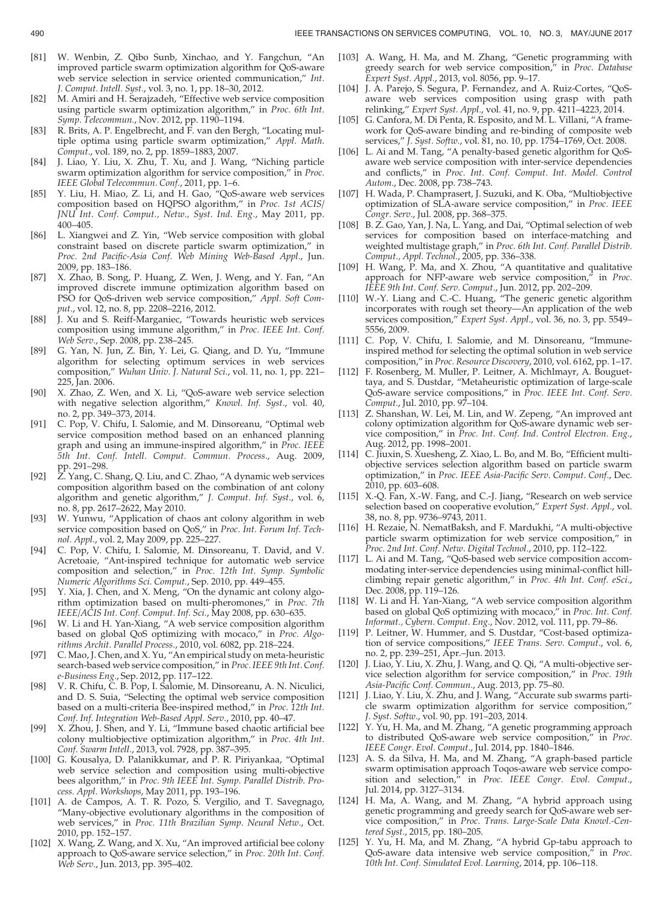[81] W. Wenbin, Z. Qibo Sunb, Xinchao, and Y. Fangchun, "An improved particle swarm optimization algorithm for QoS-aware web service selection in service oriented communication," *Int. J. Comput. Intell. Syst.*, vol. 3, no. 1, pp. 18–30, 2012.

[82] M. Amiri and H. Serajzadeh, "Effective web service composition using particle swarm optimization algorithm," in *Proc. 6th Int. Symp. Telecommun.*, Nov. 2012, pp. 1190–1194.

[83] R. Brits, A. P. Engelbrecht, and F. van den Bergh, "Locating multiple optima using particle swarm optimization," *Appl. Math. Comput.*, vol. 189, no. 2, pp. 1859–1883, 2007.

[84] J. Liao, Y. Liu, X. Zhu, T. Xu, and J. Wang, "Niching particle swarm optimization algorithm for service composition," in *Proc. IEEE Global Telecommun. Conf.*, 2011, pp. 1–6.

[85] Y. Liu, H. Miao, Z. Li, and H. Gao, "QoS-aware web services composition based on HQPSO algorithm," in *Proc. 1st ACIS/JNU Int. Conf. Comput., Netw., Syst. Ind. Eng.*, May 2011, pp. 400–405.

[86] L. Xiangwei and Z. Yin, "Web service composition with global constraint based on discrete particle swarm optimization," in *Proc. 2nd Pacific-Asia Conf. Web Mining Web-Based Appl.*, Jun. 2009, pp. 183–186.

[87] X. Zhao, B. Song, P. Huang, Z. Wen, J. Weng, and Y. Fan, "An improved discrete immune optimization algorithm based on PSO for QoS-driven web service composition," *Appl. Soft Comput.*, vol. 12, no. 8, pp. 2208–2216, 2012.

[88] J. Xu and S. Reiff-Marganiec, "Towards heuristic web services composition using immune algorithm," in *Proc. IEEE Int. Conf. Web Serv.*, Sep. 2008, pp. 238–245.

[89] G. Yan, N. Jun, Z. Bin, Y. Lei, G. Qiang, and D. Yu, "Immune algorithm for selecting optimum services in web services composition," *Wuhan Univ. J. Natural Sci.*, vol. 11, no. 1, pp. 221–225, Jan. 2006.

[90] X. Zhao, Z. Wen, and X. Li, "QoS-aware web service selection with negative selection algorithm," *Knowl. Inf. Syst.*, vol. 40, no. 2, pp. 349–373, 2014.

[91] C. Pop, V. Chifu, I. Salomie, and M. Dinsoreanu, "Optimal web service composition method based on an enhanced planning graph and using an immune-inspired algorithm," in *Proc. IEEE 5th Int. Conf. Intell. Comput. Commun. Process.*, Aug. 2009, pp. 291–298.

[92] Z. Yang, C. Shang, Q. Liu, and C. Zhao, "A dynamic web services composition algorithm based on the combination of ant colony algorithm and genetic algorithm," *J. Comput. Inf. Syst.*, vol. 6, no. 8, pp. 2617–2622, May 2010.

[93] W. Yunwu, "Application of chaos ant colony algorithm in web service composition based on QoS," in *Proc. Int. Forum Inf. Technol. Appl.*, vol. 2, May 2009, pp. 225–227.

[94] C. Pop, V. Chifu, I. Salomie, M. Dinsoreanu, T. David, and V. Acretoaie, "Ant-inspired technique for automatic web service composition and selection," in *Proc. 12th Int. Symp. Symbolic Numeric Algorithms Sci. Comput.*, Sep. 2010, pp. 449–455.

[95] Y. Xia, J. Chen, and X. Meng, "On the dynamic ant colony algorithm optimization based on multi-pheromones," in *Proc. 7th IEEE/ACIS Int. Conf. Comput. Inf. Sci.*, May 2008, pp. 630–635.

[96] W. Li and H. Yan-Xiang, "A web service composition algorithm based on global QoS optimizing with mocaco," in *Proc. Algorithms Archit. Parallel Process.*, 2010, vol. 6082, pp. 218–224.

[97] C. Mao, J. Chen, and X. Yu, "An empirical study on meta-heuristic search-based web service composition," in *Proc. IEEE 9th Int. Conf. e-Business Eng.*, Sep. 2012, pp. 117–122.

[98] V. R. Chifu, C. B. Pop, I. Salomie, M. Dinsoreanu, A. N. Niculici, and D. S. Suia, "Selecting the optimal web service composition based on a multi-criteria Bee-inspired method," in *Proc. 12th Int. Conf. Inf. Integration Web-Based Appl. Serv.*, 2010, pp. 40–47.

[99] X. Zhou, J. Shen, and Y. Li, "Immune based chaotic artificial bee colony multiobjective optimization algorithm," in *Proc. 4th Int. Conf. Swarm Intell.*, 2013, vol. 7928, pp. 387–395.

[100] G. Kousalya, D. Palanikkumar, and P. R. Piriyankaa, "Optimal web service selection and composition using multi-objective bees algorithm," in *Proc. 9th IEEE Int. Symp. Parallel Distrib. Process. Appl. Workshops*, May 2011, pp. 193–196.

[101] A. de Campos, A. T. R. Pozo, S. Vergilio, and T. Savegnago, "Many-objective evolutionary algorithms in the composition of web services," in *Proc. 11th Brazilian Symp. Neural Netw.*, Oct. 2010, pp. 152–157.

[102] X. Wang, Z. Wang, and X. Xu, "An improved artificial bee colony approach to QoS-aware service selection," in *Proc. 20th Int. Conf. Web Serv.*, Jun. 2013, pp. 395–402.

[103] A. Wang, H. Ma, and M. Zhang, "Genetic programming with greedy search for web service composition," in *Proc. Database Expert Syst. Appl.*, 2013, vol. 8056, pp. 9–17.

[104] J. A. Parejo, S. Segura, P. Fernandez, and A. Ruiz-Cortes, "QoS-aware web services composition using grasp with path relinking," *Expert Syst. Appl.*, vol. 41, no. 9, pp. 4211–4223, 2014.

[105] G. Canfora, M. Di Penta, R. Esposito, and M. L. Villani, "A framework for QoS-aware binding and re-binding of composite web services," *J. Syst. Softw.*, vol. 81, no. 10, pp. 1754–1769, Oct. 2008.

[106] L. Ai and M. Tang, "A penalty-based genetic algorithm for QoS-aware web service composition with inter-service dependencies and conflicts," in *Proc. Int. Conf. Comput. Int. Model. Control Autom.*, Dec. 2008, pp. 738–743.

[107] H. Wada, P. Champrasert, J. Suzuki, and K. Oba, "Multiobjective optimization of SLA-aware service composition," in *Proc. IEEE Congr. Serv.*, Jul. 2008, pp. 368–375.

[108] B. Z. Gao, Yan, J. Na, L. Yang, and Dai, "Optimal selection of web services for composition based on interface-matching and weighted multistage graph," in *Proc. 6th Int. Conf. Parallel Distrib. Comput., Appl. Technol.*, 2005, pp. 336–338.

[109] H. Wang, P. Ma, and X. Zhou, "A quantitative and qualitative approach for NFP-aware web service composition," in *Proc. IEEE 9th Int. Conf. Serv. Comput.*, Jun. 2012, pp. 202–209.

[110] W.-Y. Liang and C.-C. Huang, "The generic genetic algorithm incorporates with rough set theory—An application of the web services composition," *Expert Syst. Appl.*, vol. 36, no. 3, pp. 5549–5556, 2009.

[111] C. Pop, V. Chifu, I. Salomie, and M. Dinsoreanu, "Immune-inspired method for selecting the optimal solution in web service composition," in *Proc. Resource Discovery*, 2010, vol. 6162, pp. 1–17.

[112] F. Rosenberg, M. Muller, P. Leitner, A. Michlmayr, A. Bouguettaya, and S. Dustdar, "Metaheuristic optimization of large-scale QoS-aware service compositions," in *Proc. IEEE Int. Conf. Serv. Comput.*, Jul. 2010, pp. 97–104.

[113] Z. Shanshan, W. Lei, M. Lin, and W. Zepeng, "An improved ant colony optimization algorithm for QoS-aware dynamic web service composition," in *Proc. Int. Conf. Ind. Control Electron. Eng.*, Aug. 2012, pp. 1998–2001.

[114] C. Jiuxin, S. Xuesheng, Z. Xiao, L. Bo, and M. Bo, "Efficient multi-objective services selection algorithm based on particle swarm optimization," in *Proc. IEEE Asia-Pacific Serv. Comput. Conf.*, Dec. 2010, pp. 603–608.

[115] X.-Q. Fan, X.-W. Fang, and C.-J. Jiang, "Research on web service selection based on cooperative evolution," *Expert Syst. Appl.*, vol. 38, no. 8, pp. 9736–9743, 2011.

[116] H. Rezaie, N. NematBaksh, and F. Mardukhi, "A multi-objective particle swarm optimization for web service composition," in *Proc. 2nd Int. Conf. Netw. Digital Technol.*, 2010, pp. 112–122.

[117] L. Ai and M. Tang, "QoS-based web service composition accommodating inter-service dependencies using minimal-conflict hill-climbing repair genetic algorithm," in *Proc. 4th Int. Conf. eSci.*, Dec. 2008, pp. 119–126.

[118] W. Li and H. Yan-Xiang, "A web service composition algorithm based on global QoS optimizing with mocaco," in *Proc. Int. Conf. Informat., Cybern. Comput. Eng.*, Nov. 2012, vol. 111, pp. 79–86.

[119] P. Leitner, W. Hummer, and S. Dustdar, "Cost-based optimization of service compositions," *IEEE Trans. Serv. Comput.*, vol. 6, no. 2, pp. 239–251, Apr.–Jun. 2013.

[120] J. Liao, Y. Liu, X. Zhu, J. Wang, and Q. Qi, "A multi-objective service selection algorithm for service composition," in *Proc. 19th Asia-Pacific Conf. Commun.*, Aug. 2013, pp. 75–80.

[121] J. Liao, Y. Liu, X. Zhu, and J. Wang, "Accurate sub swarms particle swarm optimization algorithm for service composition," *J. Syst. Softw.*, vol. 90, pp. 191–203, 2014.

[122] Y. Yu, H. Ma, and M. Zhang, "A genetic programming approach to distributed QoS-aware web service composition," in *Proc. IEEE Congr. Evol. Comput.*, Jul. 2014, pp. 1840–1846.

[123] A. S. da Silva, H. Ma, and M. Zhang, "A graph-based particle swarm optimisation approach Toqos-aware web service composition and selection," in *Proc. IEEE Congr. Evol. Comput.*, Jul. 2014, pp. 3127–3134.

[124] H. Ma, A. Wang, and M. Zhang, "A hybrid approach using genetic programming and greedy search for QoS-aware web service composition," in *Proc. Trans. Large-Scale Data Knowl.-Centered Syst.*, 2015, pp. 180–205.

[125] Y. Yu, H. Ma, and M. Zhang, "A hybrid Gp-tabu approach to QoS-aware data intensive web service composition," in *Proc. 10th Int. Conf. Simulated Evol. Learning*, 2014, pp. 106–118.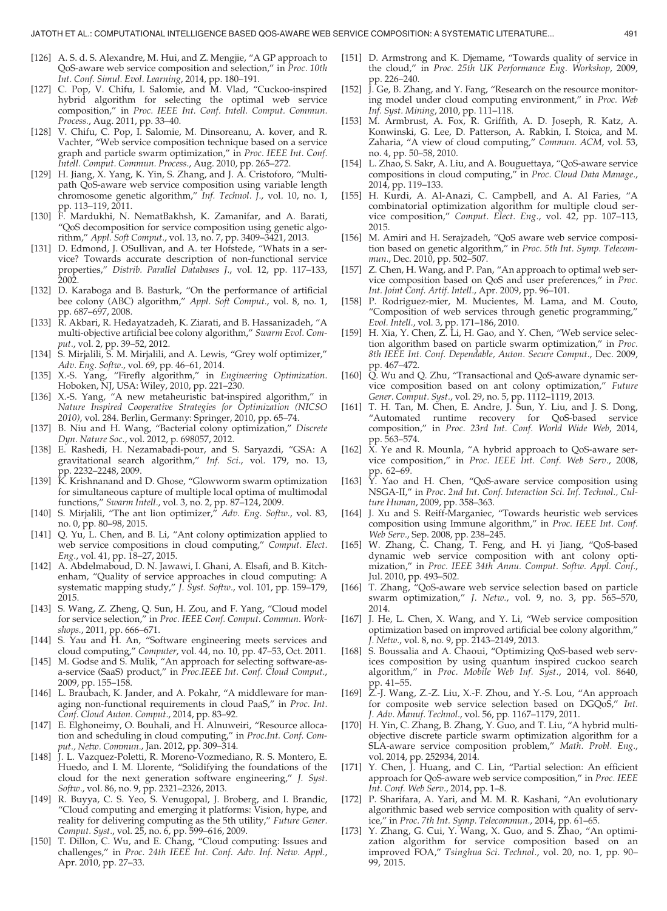[126] A. S. d. S. Alexandre, M. Hui, and Z. Mengjie, "A GP approach to QoS-aware web service composition and selection," in *Proc. 10th Int. Conf. Simul. Evol. Learning*, 2014, pp. 180–191.

[127] C. Pop, V. Chifu, I. Salomie, and M. Vlad, "Cuckoo-inspired hybrid algorithm for selecting the optimal web service composition," in *Proc. IEEE Int. Conf. Intell. Comput. Commun. Process.*, Aug. 2011, pp. 33–40.

[128] V. Chifu, C. Pop, I. Salomie, M. Dinsoreanu, A. kover, and R. Vachter, "Web service composition technique based on a service graph and particle swarm optimization," in *Proc. IEEE Int. Conf. Intell. Comput. Commun. Process.*, Aug. 2010, pp. 265–272.

[129] H. Jiang, X. Yang, K. Yin, S. Zhang, and J. A. Cristoforo, "Multi-path QoS-aware web service composition using variable length chromosome genetic algorithm," *Inf. Technol. J.*, vol. 10, no. 1, pp. 113–119, 2011.

[130] F. Mardukhi, N. NematBakhsh, K. Zamanifar, and A. Barati, "QoS decomposition for service composition using genetic algorithm," *Appl. Soft Comput.*, vol. 13, no. 7, pp. 3409–3421, 2013.

[131] D. Edmond, J. OSullivan, and A. ter Hofstede, "Whats in a service? Towards accurate description of non-functional service properties," *Distrib. Parallel Databases J.*, vol. 12, pp. 117–133, 2002.

[132] D. Karaboga and B. Basturk, "On the performance of artificial bee colony (ABC) algorithm," *Appl. Soft Comput.*, vol. 8, no. 1, pp. 687–697, 2008.

[133] R. Akbari, R. Hedayatzadeh, K. Ziarati, and B. Hassanizadeh, "A multi-objective artificial bee colony algorithm," *Swarm Evol. Comput.*, vol. 2, pp. 39–52, 2012.

[134] S. Mirjalili, S. M. Mirjalili, and A. Lewis, "Grey wolf optimizer," *Adv. Eng. Softw.*, vol. 69, pp. 46–61, 2014.

[135] X.-S. Yang, "Firefly algorithm," in *Engineering Optimization*. Hoboken, NJ, USA: Wiley, 2010, pp. 221–230.

[136] X.-S. Yang, "A new metaheuristic bat-inspired algorithm," in *Nature Inspired Cooperative Strategies for Optimization (NICSO 2010)*, vol. 284. Berlin, Germany: Springer, 2010, pp. 65–74.

[137] B. Niu and H. Wang, "Bacterial colony optimization," *Discrete Dyn. Nature Soc.*, vol. 2012, p. 698057, 2012.

[138] E. Rashedi, H. Nezamabadi-pour, and S. Saryazdi, "GSA: A gravitational search algorithm," *Inf. Sci.*, vol. 179, no. 13, pp. 2232–2248, 2009.

[139] K. Krishnanand and D. Ghose, "Glowworm swarm optimization for simultaneous capture of multiple local optima of multimodal functions," *Swarm Intell.*, vol. 3, no. 2, pp. 87–124, 2009.

[140] S. Mirjalili, "The ant lion optimizer," *Adv. Eng. Softw.*, vol. 83, no. 0, pp. 80–98, 2015.

[141] Q. Yu, L. Chen, and B. Li, "Ant colony optimization applied to web service compositions in cloud computing," *Comput. Elect. Eng.*, vol. 41, pp. 18–27, 2015.

[142] A. Abdelmaboud, D. N. Jawawi, I. Ghani, A. Elsafi, and B. Kitchenham, "Quality of service approaches in cloud computing: A systematic mapping study," *J. Syst. Softw.*, vol. 101, pp. 159–179, 2015.

[143] S. Wang, Z. Zheng, Q. Sun, H. Zou, and F. Yang, "Cloud model for service selection," in *Proc. IEEE Conf. Comput. Commun. Workshops.*, 2011, pp. 666–671.

[144] S. Yau and H. An, "Software engineering meets services and cloud computing," *Computer*, vol. 44, no. 10, pp. 47–53, Oct. 2011.

[145] M. Godse and S. Mulik, "An approach for selecting software-as-a-service (SaaS) product," in *Proc.IEEE Int. Conf. Cloud Comput.*, 2009, pp. 155–158.

[146] L. Braubach, K. Jander, and A. Pokahr, "A middleware for managing non-functional requirements in cloud PaaS," in *Proc. Int. Conf. Cloud Auton. Comput.*, 2014, pp. 83–92.

[147] E. Elghoneimy, O. Bouhali, and H. Alnuweiri, "Resource allocation and scheduling in cloud computing," in *Proc.Int. Conf. Comput., Netw. Commun.*, Jan. 2012, pp. 309–314.

[148] J. L. Vazquez-Poletti, R. Moreno-Vozmediano, R. S. Montero, E. Huedo, and I. M. Llorente, "Solidifying the foundations of the cloud for the next generation software engineering," *J. Syst. Softw.*, vol. 86, no. 9, pp. 2321–2326, 2013.

[149] R. Buyya, C. S. Yeo, S. Venugopal, J. Broberg, and I. Brandic, "Cloud computing and emerging it platforms: Vision, hype, and reality for delivering computing as the 5th utility," *Future Gener. Comput. Syst.*, vol. 25, no. 6, pp. 599–616, 2009.

[150] T. Dillon, C. Wu, and E. Chang, "Cloud computing: Issues and challenges," in *Proc. 24th IEEE Int. Conf. Adv. Inf. Netw. Appl.*, Apr. 2010, pp. 27–33.

[151] D. Armstrong and K. Djemame, "Towards quality of service in the cloud," in *Proc. 25th UK Performance Eng. Workshop*, 2009, pp. 226–240.

[152] J. Ge, B. Zhang, and Y. Fang, "Research on the resource monitoring model under cloud computing environment," in *Proc. Web Inf. Syst. Mining*, 2010, pp. 111–118.

[153] M. Armbrust, A. Fox, R. Griffith, A. D. Joseph, R. Katz, A. Konwinski, G. Lee, D. Patterson, A. Rabkin, I. Stoica, and M. Zaharia, "A view of cloud computing," *Commun. ACM*, vol. 53, no. 4, pp. 50–58, 2010.

[154] L. Zhao, S. Sakr, A. Liu, and A. Bouguettaya, "QoS-aware service compositions in cloud computing," in *Proc. Cloud Data Manage.*, 2014, pp. 119–133.

[155] H. Kurdi, A. Al-Anazi, C. Campbell, and A. Al Faries, "A combinatorial optimization algorithm for multiple cloud service composition," *Comput. Elect. Eng.*, vol. 42, pp. 107–113, 2015.

[156] M. Amiri and H. Serajzadeh, "QoS aware web service composition based on genetic algorithm," in *Proc. 5th Int. Symp. Telecommun.*, Dec. 2010, pp. 502–507.

[157] Z. Chen, H. Wang, and P. Pan, "An approach to optimal web service composition based on QoS and user preferences," in *Proc. Int. Joint Conf. Artif. Intell.*, Apr. 2009, pp. 96–101.

[158] P. Rodriguez-mier, M. Mucientes, M. Lama, and M. Couto, "Composition of web services through genetic programming," *Evol. Intell.*, vol. 3, pp. 171–186, 2010.

[159] H. Xia, Y. Chen, Z. Li, H. Gao, and Y. Chen, "Web service selection algorithm based on particle swarm optimization," in *Proc. 8th IEEE Int. Conf. Dependable, Auton. Secure Comput.*, Dec. 2009, pp. 467–472.

[160] Q. Wu and Q. Zhu, "Transactional and QoS-aware dynamic service composition based on ant colony optimization," *Future Gener. Comput. Syst.*, vol. 29, no. 5, pp. 1112–1119, 2013.

[161] T. H. Tan, M. Chen, E. Andre, J. Sun, Y. Liu, and J. S. Dong, "Automated runtime recovery for QoS-based service composition," in *Proc. 23rd Int. Conf. World Wide Web*, 2014, pp. 563–574.

[162] X. Ye and R. Mounla, "A hybrid approach to QoS-aware service composition," in *Proc. IEEE Int. Conf. Web Serv.*, 2008, pp. 62–69.

[163] Y. Yao and H. Chen, "QoS-aware service composition using NSGA-II," in *Proc. 2nd Int. Conf. Interaction Sci. Inf. Technol., Culture Human*, 2009, pp. 358–363.

[164] J. Xu and S. Reiff-Marganiec, "Towards heuristic web services composition using Immune algorithm," in *Proc. IEEE Int. Conf. Web Serv.*, Sep. 2008, pp. 238–245.

[165] W. Zhang, C. Chang, T. Feng, and H. yi Jiang, "QoS-based dynamic web service composition with ant colony optimization," in *Proc. IEEE 34th Annu. Comput. Softw. Appl. Conf.*, Jul. 2010, pp. 493–502.

[166] T. Zhang, "QoS-aware web service selection based on particle swarm optimization," *J. Netw.*, vol. 9, no. 3, pp. 565–570, 2014.

[167] J. He, L. Chen, X. Wang, and Y. Li, "Web service composition optimization based on improved artificial bee colony algorithm," *J. Netw.*, vol. 8, no. 9, pp. 2143–2149, 2013.

[168] S. Boussalia and A. Chaoui, "Optimizing QoS-based web services composition by using quantum inspired cuckoo search algorithm," in *Proc. Mobile Web Inf. Syst.*, 2014, vol. 8640, pp. 41–55.

[169] Z.-J. Wang, Z.-Z. Liu, X.-F. Zhou, and Y.-S. Lou, "An approach for composite web service selection based on DGQoS," *Int. J. Adv. Manuf. Technol.*, vol. 56, pp. 1167–1179, 2011.

[170] H. Yin, C. Zhang, B. Zhang, Y. Guo, and T. Liu, "A hybrid multi-objective discrete particle swarm optimization algorithm for a SLA-aware service composition problem," *Math. Probl. Eng.*, vol. 2014, pp. 252934, 2014.

[171] Y. Chen, J. Huang, and C. Lin, "Partial selection: An efficient approach for QoS-aware web service composition," in *Proc. IEEE Int. Conf. Web Serv.*, 2014, pp. 1–8.

[172] P. Sharifara, A. Yari, and M. M. R. Kashani, "An evolutionary algorithmic based web service composition with quality of service," in *Proc. 7th Int. Symp. Telecommun.*, 2014, pp. 61–65.

[173] Y. Zhang, G. Cui, Y. Wang, X. Guo, and S. Zhao, "An optimization algorithm for service composition based on an improved FOA," *Tsinghua Sci. Technol.*, vol. 20, no. 1, pp. 90–99, 2015.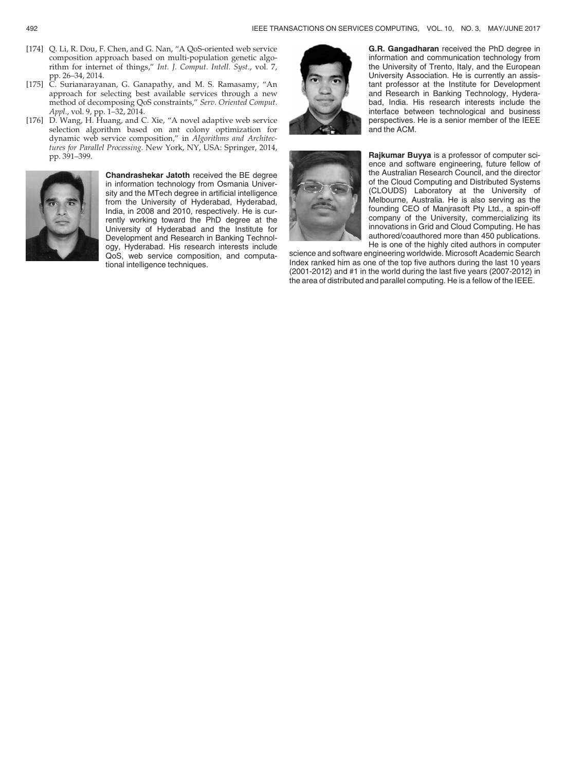[174] Q. Li, R. Dou, F. Chen, and G. Nan, "A QoS-oriented web service composition approach based on multi-population genetic algorithm for internet of things," *Int. J. Comput. Intell. Syst.*, vol. 7, pp. 26–34, 2014.

[175] C. Surianarayanan, G. Ganapathy, and M. S. Ramasamy, "An approach for selecting best available services through a new method of decomposing QoS constraints," *Serv. Oriented Comput. Appl.*, vol. 9, pp. 1–32, 2014.

[176] D. Wang, H. Huang, and C. Xie, "A novel adaptive web service selection algorithm based on ant colony optimization for dynamic web service composition," in *Algorithms and Architectures for Parallel Processing*. New York, NY, USA: Springer, 2014, pp. 391–399.

**Chandrashekar Jatoth** received the BE degree in information technology from Osmania University and the MTech degree in artificial intelligence from the University of Hyderabad, Hyderabad, India, in 2008 and 2010, respectively. He is currently working toward the PhD degree at the University of Hyderabad and the Institute for Development and Research in Banking Technology, Hyderabad. His research interests include QoS, web service composition, and computational intelligence techniques.

**G.R. Gangadharan** received the PhD degree in information and communication technology from the University of Trento, Italy, and the European University Association. He is currently an assistant professor at the Institute for Development and Research in Banking Technology, Hyderabad, India. His research interests include the interface between technological and business perspectives. He is a senior member of the IEEE and the ACM.

**Rajkumar Buyya** is a professor of computer science and software engineering, future fellow of the Australian Research Council, and the director of the Cloud Computing and Distributed Systems (CLOUDS) Laboratory at the University of Melbourne, Australia. He is also serving as the founding CEO of Manjrasoft Pty Ltd., a spin-off company of the University, commercializing its innovations in Grid and Cloud Computing. He has authored/coauthored more than 450 publications. He is one of the highly cited authors in computer science and software engineering worldwide. Microsoft Academic Search Index ranked him as one of the top five authors during the last 10 years (2001-2012) and #1 in the world during the last five years (2007-2012) in the area of distributed and parallel computing. He is a fellow of the IEEE.